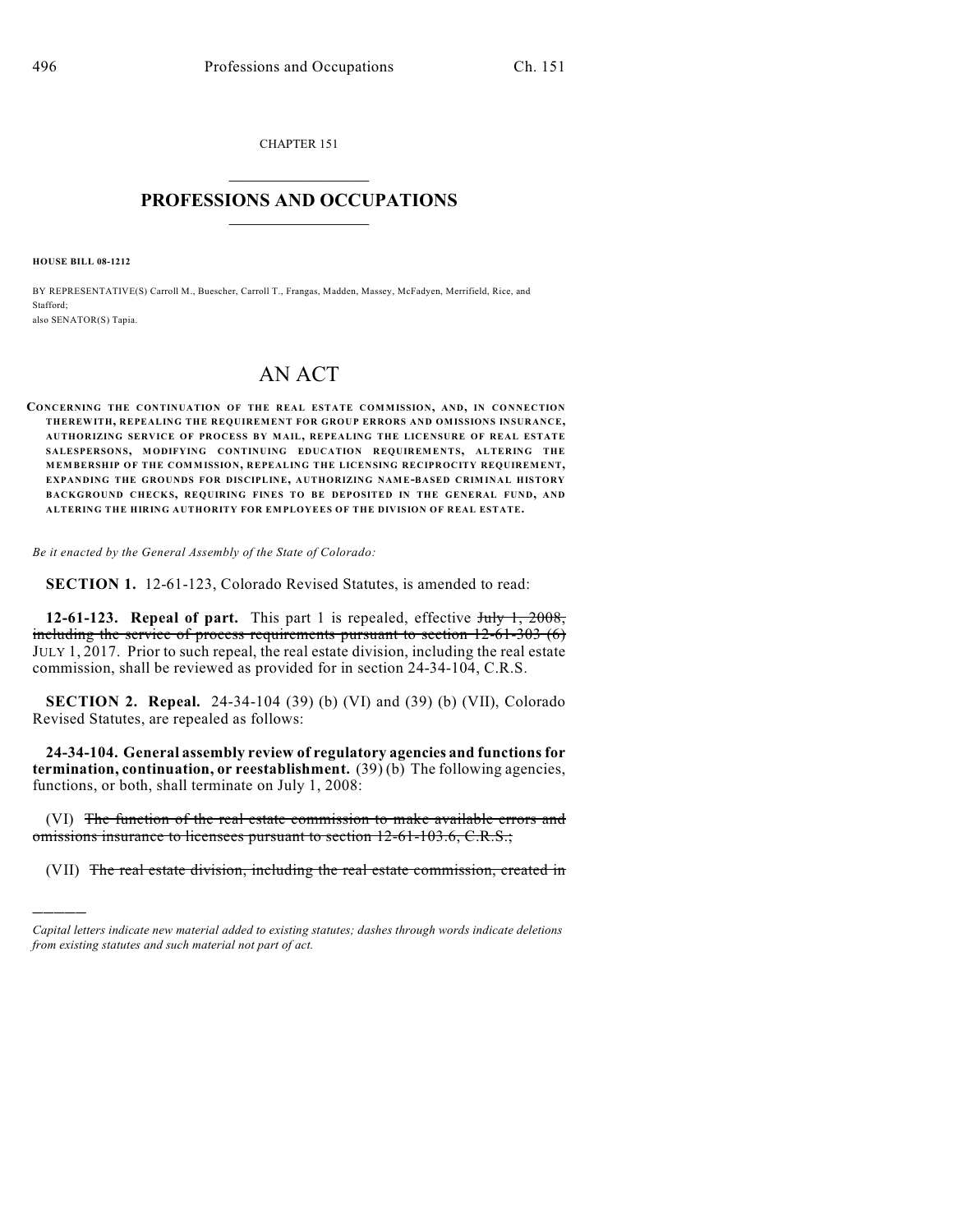CHAPTER 151

# PROFESSIONS AND OCCUPATIONS

**HOUSE BILL 08-1212**

BY REPRESENTATIVE(S) Carroll M., Buescher, Carroll T., Frangas, Madden, Massey, McFadyen, Merrifield, Rice, and Stafford;
also SENATOR(S) Tapia.

# AN ACT

**CONCERNING THE CONTINUATION OF THE REAL ESTATE COMMISSION, AND, IN CONNECTION THEREWITH, REPEALING THE REQUIREMENT FOR GROUP ERRORS AND OMISSIONS INSURANCE, AUTHORIZING SERVICE OF PROCESS BY MAIL, REPEALING THE LICENSURE OF REAL ESTATE SALESPERSONS, MODIFYING CONTINUING EDUCATION REQUIREMENTS, ALTERING THE MEMBERSHIP OF THE COMMISSION, REPEALING THE LICENSING RECIPROCITY REQUIREMENT, EXPANDING THE GROUNDS FOR DISCIPLINE, AUTHORIZING NAME-BASED CRIMINAL HISTORY BACKGROUND CHECKS, REQUIRING FINES TO BE DEPOSITED IN THE GENERAL FUND, AND ALTERING THE HIRING AUTHORITY FOR EMPLOYEES OF THE DIVISION OF REAL ESTATE.**

*Be it enacted by the General Assembly of the State of Colorado:*

**SECTION 1.** 12-61-123, Colorado Revised Statutes, is amended to read:

**12-61-123. Repeal of part.** This part 1 is repealed, effective ~~July 1, 2008, including the service of process requirements pursuant to section 12-61-303 (6)~~ JULY 1, 2017. Prior to such repeal, the real estate division, including the real estate commission, shall be reviewed as provided for in section 24-34-104, C.R.S.

**SECTION 2. Repeal.** 24-34-104 (39) (b) (VI) and (39) (b) (VII), Colorado Revised Statutes, are repealed as follows:

**24-34-104. General assembly review of regulatory agencies and functions for termination, continuation, or reestablishment.** (39) (b) The following agencies, functions, or both, shall terminate on July 1, 2008:

(VI) ~~The function of the real estate commission to make available errors and omissions insurance to licensees pursuant to section 12-61-103.6, C.R.S.;~~

(VII) ~~The real estate division, including the real estate commission, created in~~

---

*Capital letters indicate new material added to existing statutes; dashes through words indicate deletions from existing statutes and such material not part of act.*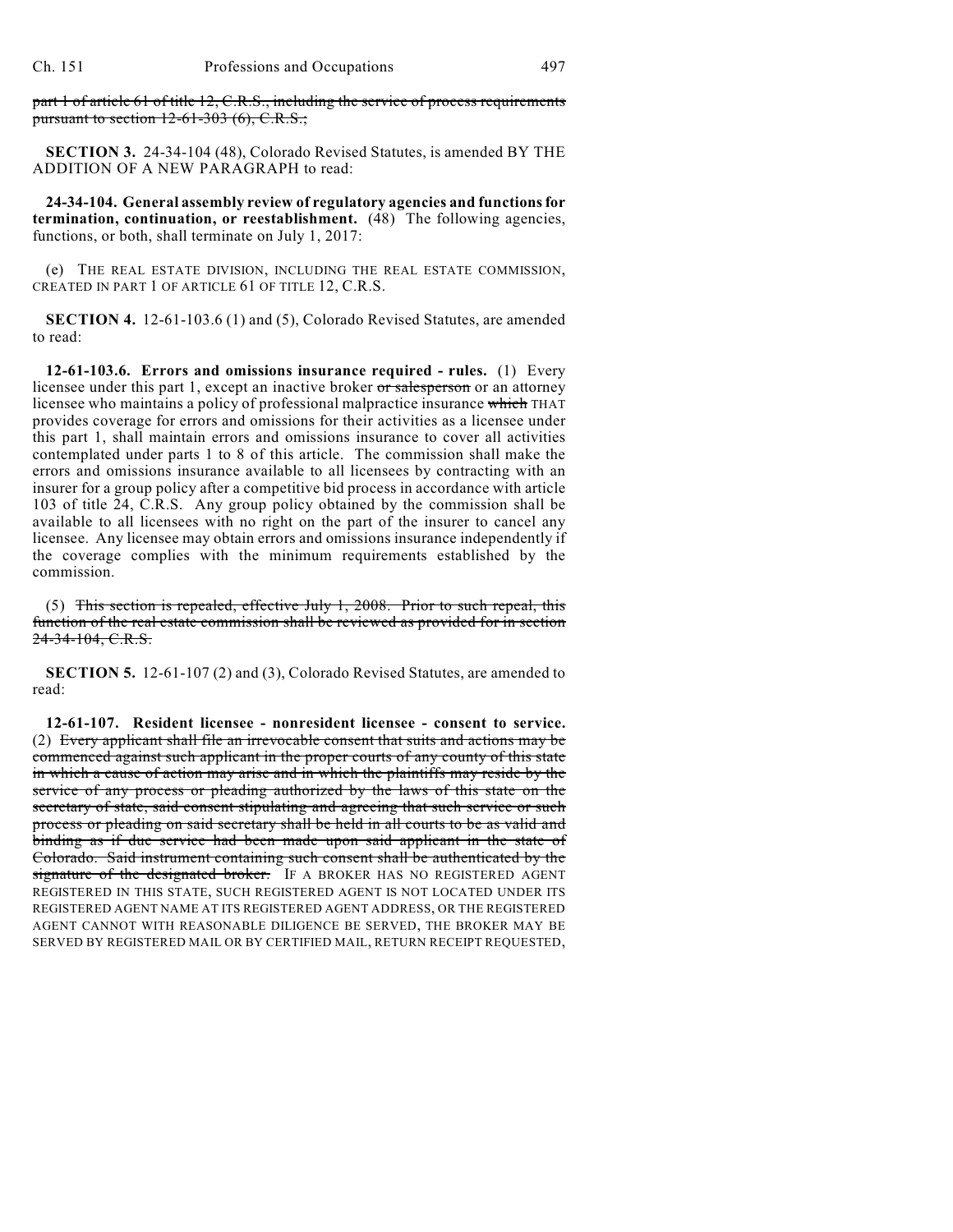~~part 1 of article 61 of title 12, C.R.S., including the service of process requirements pursuant to section 12-61-303 (6), C.R.S.;~~

**SECTION 3.** 24-34-104 (48), Colorado Revised Statutes, is amended BY THE ADDITION OF A NEW PARAGRAPH to read:

**24-34-104. General assembly review of regulatory agencies and functions for termination, continuation, or reestablishment.** (48) The following agencies, functions, or both, shall terminate on July 1, 2017:

(e) THE REAL ESTATE DIVISION, INCLUDING THE REAL ESTATE COMMISSION, CREATED IN PART 1 OF ARTICLE 61 OF TITLE 12, C.R.S.

**SECTION 4.** 12-61-103.6 (1) and (5), Colorado Revised Statutes, are amended to read:

**12-61-103.6. Errors and omissions insurance required - rules.** (1) Every licensee under this part 1, except an inactive broker ~~or salesperson~~ or an attorney licensee who maintains a policy of professional malpractice insurance ~~which~~ THAT provides coverage for errors and omissions for their activities as a licensee under this part 1, shall maintain errors and omissions insurance to cover all activities contemplated under parts 1 to 8 of this article. The commission shall make the errors and omissions insurance available to all licensees by contracting with an insurer for a group policy after a competitive bid process in accordance with article 103 of title 24, C.R.S. Any group policy obtained by the commission shall be available to all licensees with no right on the part of the insurer to cancel any licensee. Any licensee may obtain errors and omissions insurance independently if the coverage complies with the minimum requirements established by the commission.

(5) ~~This section is repealed, effective July 1, 2008. Prior to such repeal, this function of the real estate commission shall be reviewed as provided for in section 24-34-104, C.R.S.~~

**SECTION 5.** 12-61-107 (2) and (3), Colorado Revised Statutes, are amended to read:

**12-61-107. Resident licensee - nonresident licensee - consent to service.** (2) ~~Every applicant shall file an irrevocable consent that suits and actions may be commenced against such applicant in the proper courts of any county of this state in which a cause of action may arise and in which the plaintiffs may reside by the service of any process or pleading authorized by the laws of this state on the secretary of state, said consent stipulating and agreeing that such service or such process or pleading on said secretary shall be held in all courts to be as valid and binding as if due service had been made upon said applicant in the state of Colorado. Said instrument containing such consent shall be authenticated by the signature of the designated broker.~~ IF A BROKER HAS NO REGISTERED AGENT REGISTERED IN THIS STATE, SUCH REGISTERED AGENT IS NOT LOCATED UNDER ITS REGISTERED AGENT NAME AT ITS REGISTERED AGENT ADDRESS, OR THE REGISTERED AGENT CANNOT WITH REASONABLE DILIGENCE BE SERVED, THE BROKER MAY BE SERVED BY REGISTERED MAIL OR BY CERTIFIED MAIL, RETURN RECEIPT REQUESTED,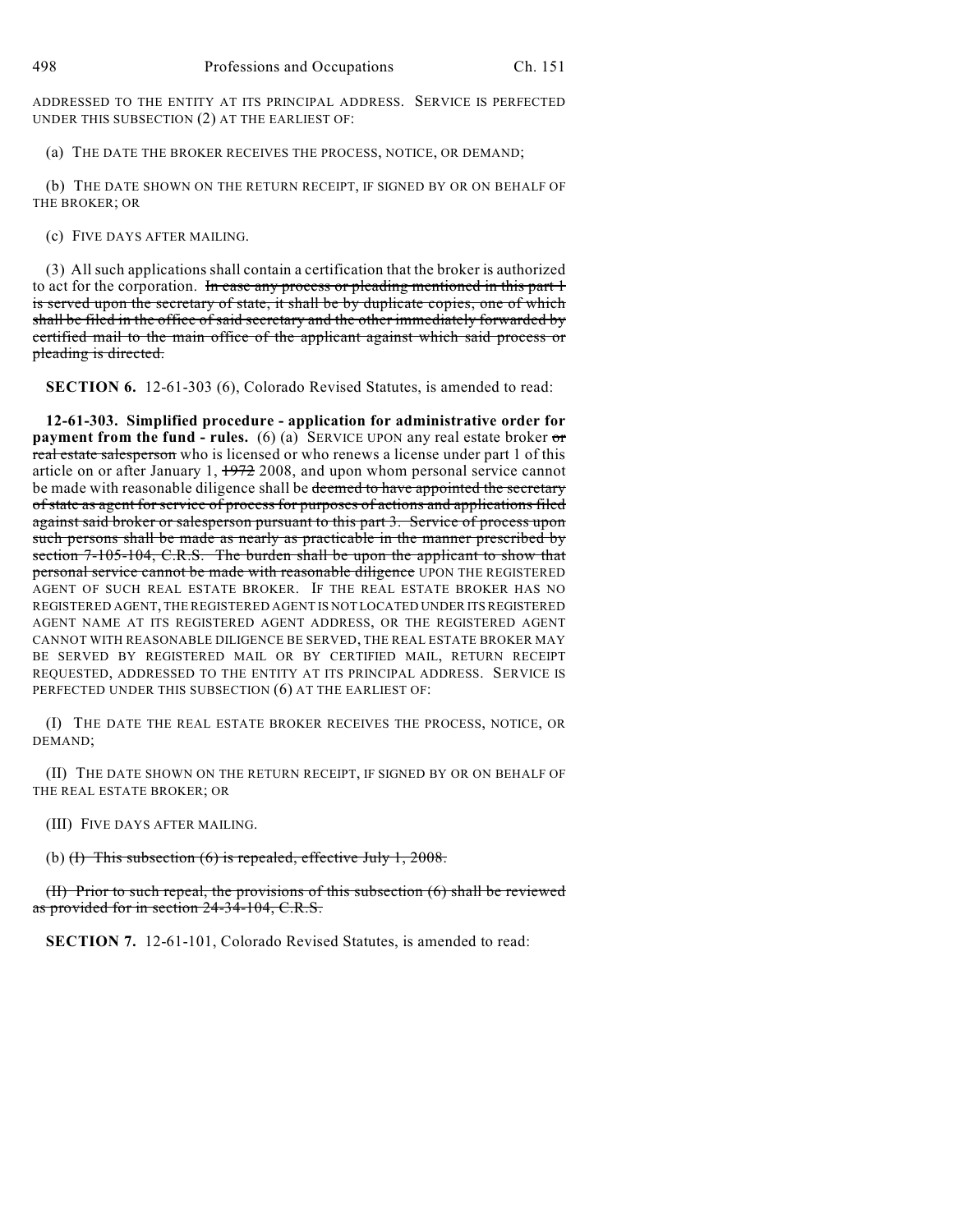ADDRESSED TO THE ENTITY AT ITS PRINCIPAL ADDRESS. SERVICE IS PERFECTED UNDER THIS SUBSECTION (2) AT THE EARLIEST OF:

(a) THE DATE THE BROKER RECEIVES THE PROCESS, NOTICE, OR DEMAND;

(b) THE DATE SHOWN ON THE RETURN RECEIPT, IF SIGNED BY OR ON BEHALF OF THE BROKER; OR

(c) FIVE DAYS AFTER MAILING.

(3) All such applications shall contain a certification that the broker is authorized to act for the corporation. ~~In case any process or pleading mentioned in this part 1 is served upon the secretary of state, it shall be by duplicate copies, one of which shall be filed in the office of said secretary and the other immediately forwarded by certified mail to the main office of the applicant against which said process or pleading is directed.~~

**SECTION 6.** 12-61-303 (6), Colorado Revised Statutes, is amended to read:

**12-61-303. Simplified procedure - application for administrative order for payment from the fund - rules.** (6) (a) SERVICE UPON any real estate broker ~~or real estate salesperson~~ who is licensed or who renews a license under part 1 of this article on or after January 1, ~~1972~~ 2008, and upon whom personal service cannot be made with reasonable diligence shall be ~~deemed to have appointed the secretary of state as agent for service of process for purposes of actions and applications filed against said broker or salesperson pursuant to this part 3. Service of process upon such persons shall be made as nearly as practicable in the manner prescribed by section 7-105-104, C.R.S. The burden shall be upon the applicant to show that personal service cannot be made with reasonable diligence~~ UPON THE REGISTERED AGENT OF SUCH REAL ESTATE BROKER. IF THE REAL ESTATE BROKER HAS NO REGISTERED AGENT, THE REGISTERED AGENT IS NOT LOCATED UNDER ITS REGISTERED AGENT NAME AT ITS REGISTERED AGENT ADDRESS, OR THE REGISTERED AGENT CANNOT WITH REASONABLE DILIGENCE BE SERVED, THE REAL ESTATE BROKER MAY BE SERVED BY REGISTERED MAIL OR BY CERTIFIED MAIL, RETURN RECEIPT REQUESTED, ADDRESSED TO THE ENTITY AT ITS PRINCIPAL ADDRESS. SERVICE IS PERFECTED UNDER THIS SUBSECTION (6) AT THE EARLIEST OF:

(I) THE DATE THE REAL ESTATE BROKER RECEIVES THE PROCESS, NOTICE, OR DEMAND;

(II) THE DATE SHOWN ON THE RETURN RECEIPT, IF SIGNED BY OR ON BEHALF OF THE REAL ESTATE BROKER; OR

(III) FIVE DAYS AFTER MAILING.

(b) ~~(I) This subsection (6) is repealed, effective July 1, 2008.~~

~~(II) Prior to such repeal, the provisions of this subsection (6) shall be reviewed as provided for in section 24-34-104, C.R.S.~~

**SECTION 7.** 12-61-101, Colorado Revised Statutes, is amended to read: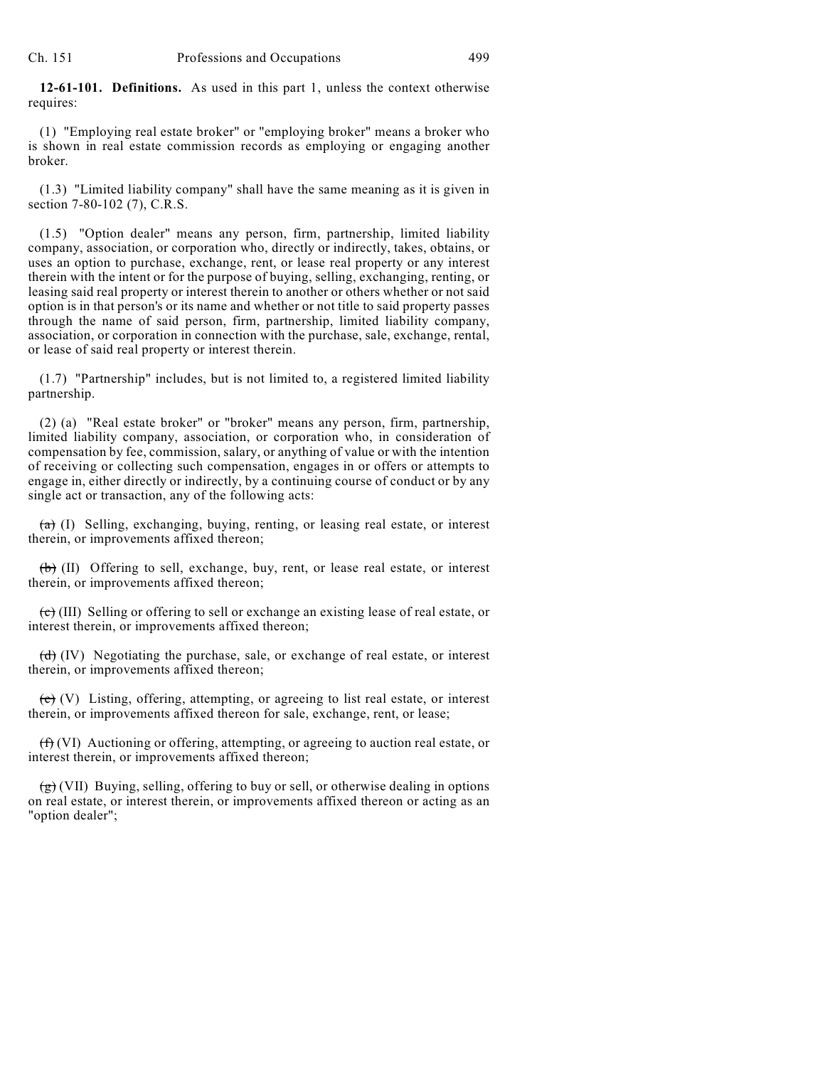**12-61-101. Definitions.** As used in this part 1, unless the context otherwise requires:

(1) "Employing real estate broker" or "employing broker" means a broker who is shown in real estate commission records as employing or engaging another broker.

(1.3) "Limited liability company" shall have the same meaning as it is given in section 7-80-102 (7), C.R.S.

(1.5) "Option dealer" means any person, firm, partnership, limited liability company, association, or corporation who, directly or indirectly, takes, obtains, or uses an option to purchase, exchange, rent, or lease real property or any interest therein with the intent or for the purpose of buying, selling, exchanging, renting, or leasing said real property or interest therein to another or others whether or not said option is in that person's or its name and whether or not title to said property passes through the name of said person, firm, partnership, limited liability company, association, or corporation in connection with the purchase, sale, exchange, rental, or lease of said real property or interest therein.

(1.7) "Partnership" includes, but is not limited to, a registered limited liability partnership.

(2) (a) "Real estate broker" or "broker" means any person, firm, partnership, limited liability company, association, or corporation who, in consideration of compensation by fee, commission, salary, or anything of value or with the intention of receiving or collecting such compensation, engages in or offers or attempts to engage in, either directly or indirectly, by a continuing course of conduct or by any single act or transaction, any of the following acts:

~~(a)~~ (I) Selling, exchanging, buying, renting, or leasing real estate, or interest therein, or improvements affixed thereon;

~~(b)~~ (II) Offering to sell, exchange, buy, rent, or lease real estate, or interest therein, or improvements affixed thereon;

~~(c)~~ (III) Selling or offering to sell or exchange an existing lease of real estate, or interest therein, or improvements affixed thereon;

~~(d)~~ (IV) Negotiating the purchase, sale, or exchange of real estate, or interest therein, or improvements affixed thereon;

~~(e)~~ (V) Listing, offering, attempting, or agreeing to list real estate, or interest therein, or improvements affixed thereon for sale, exchange, rent, or lease;

~~(f)~~ (VI) Auctioning or offering, attempting, or agreeing to auction real estate, or interest therein, or improvements affixed thereon;

~~(g)~~ (VII) Buying, selling, offering to buy or sell, or otherwise dealing in options on real estate, or interest therein, or improvements affixed thereon or acting as an "option dealer";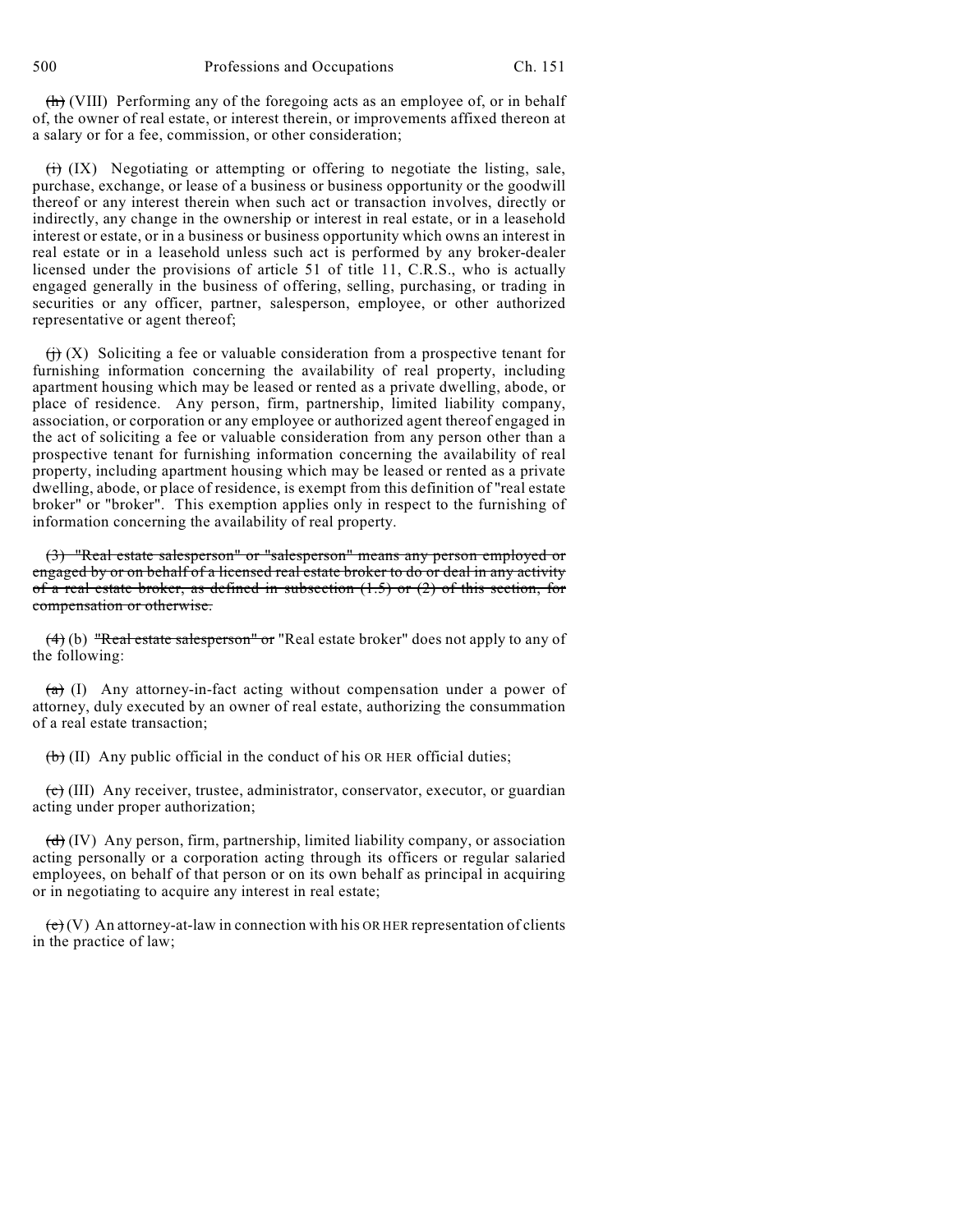~~(h)~~ (VIII) Performing any of the foregoing acts as an employee of, or in behalf of, the owner of real estate, or interest therein, or improvements affixed thereon at a salary or for a fee, commission, or other consideration;

~~(i)~~ (IX) Negotiating or attempting or offering to negotiate the listing, sale, purchase, exchange, or lease of a business or business opportunity or the goodwill thereof or any interest therein when such act or transaction involves, directly or indirectly, any change in the ownership or interest in real estate, or in a leasehold interest or estate, or in a business or business opportunity which owns an interest in real estate or in a leasehold unless such act is performed by any broker-dealer licensed under the provisions of article 51 of title 11, C.R.S., who is actually engaged generally in the business of offering, selling, purchasing, or trading in securities or any officer, partner, salesperson, employee, or other authorized representative or agent thereof;

~~(j)~~ (X) Soliciting a fee or valuable consideration from a prospective tenant for furnishing information concerning the availability of real property, including apartment housing which may be leased or rented as a private dwelling, abode, or place of residence. Any person, firm, partnership, limited liability company, association, or corporation or any employee or authorized agent thereof engaged in the act of soliciting a fee or valuable consideration from any person other than a prospective tenant for furnishing information concerning the availability of real property, including apartment housing which may be leased or rented as a private dwelling, abode, or place of residence, is exempt from this definition of "real estate broker" or "broker". This exemption applies only in respect to the furnishing of information concerning the availability of real property.

~~(3) "Real estate salesperson" or "salesperson" means any person employed or engaged by or on behalf of a licensed real estate broker to do or deal in any activity of a real estate broker, as defined in subsection (1.5) or (2) of this section, for compensation or otherwise.~~

~~(4)~~ (b) ~~"Real estate salesperson" or~~ "Real estate broker" does not apply to any of the following:

~~(a)~~ (I) Any attorney-in-fact acting without compensation under a power of attorney, duly executed by an owner of real estate, authorizing the consummation of a real estate transaction;

~~(b)~~ (II) Any public official in the conduct of his OR HER official duties;

~~(c)~~ (III) Any receiver, trustee, administrator, conservator, executor, or guardian acting under proper authorization;

~~(d)~~ (IV) Any person, firm, partnership, limited liability company, or association acting personally or a corporation acting through its officers or regular salaried employees, on behalf of that person or on its own behalf as principal in acquiring or in negotiating to acquire any interest in real estate;

~~(e)~~ (V) An attorney-at-law in connection with his OR HER representation of clients in the practice of law;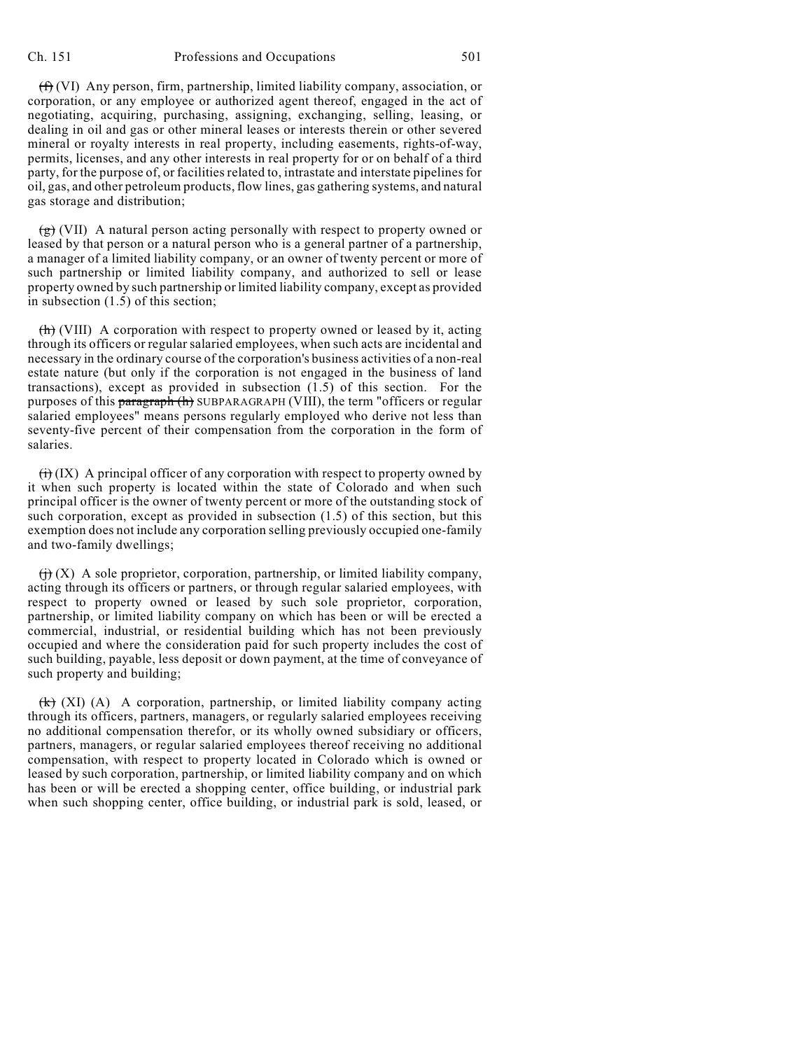~~(f)~~ (VI) Any person, firm, partnership, limited liability company, association, or corporation, or any employee or authorized agent thereof, engaged in the act of negotiating, acquiring, purchasing, assigning, exchanging, selling, leasing, or dealing in oil and gas or other mineral leases or interests therein or other severed mineral or royalty interests in real property, including easements, rights-of-way, permits, licenses, and any other interests in real property for or on behalf of a third party, for the purpose of, or facilities related to, intrastate and interstate pipelines for oil, gas, and other petroleum products, flow lines, gas gathering systems, and natural gas storage and distribution;

~~(g)~~ (VII) A natural person acting personally with respect to property owned or leased by that person or a natural person who is a general partner of a partnership, a manager of a limited liability company, or an owner of twenty percent or more of such partnership or limited liability company, and authorized to sell or lease property owned by such partnership or limited liability company, except as provided in subsection (1.5) of this section;

~~(h)~~ (VIII) A corporation with respect to property owned or leased by it, acting through its officers or regular salaried employees, when such acts are incidental and necessary in the ordinary course of the corporation's business activities of a non-real estate nature (but only if the corporation is not engaged in the business of land transactions), except as provided in subsection (1.5) of this section. For the purposes of this ~~paragraph (h)~~ SUBPARAGRAPH (VIII), the term "officers or regular salaried employees" means persons regularly employed who derive not less than seventy-five percent of their compensation from the corporation in the form of salaries.

~~(i)~~ (IX) A principal officer of any corporation with respect to property owned by it when such property is located within the state of Colorado and when such principal officer is the owner of twenty percent or more of the outstanding stock of such corporation, except as provided in subsection (1.5) of this section, but this exemption does not include any corporation selling previously occupied one-family and two-family dwellings;

~~(j)~~ (X) A sole proprietor, corporation, partnership, or limited liability company, acting through its officers or partners, or through regular salaried employees, with respect to property owned or leased by such sole proprietor, corporation, partnership, or limited liability company on which has been or will be erected a commercial, industrial, or residential building which has not been previously occupied and where the consideration paid for such property includes the cost of such building, payable, less deposit or down payment, at the time of conveyance of such property and building;

~~(k)~~ (XI) (A) A corporation, partnership, or limited liability company acting through its officers, partners, managers, or regularly salaried employees receiving no additional compensation therefor, or its wholly owned subsidiary or officers, partners, managers, or regular salaried employees thereof receiving no additional compensation, with respect to property located in Colorado which is owned or leased by such corporation, partnership, or limited liability company and on which has been or will be erected a shopping center, office building, or industrial park when such shopping center, office building, or industrial park is sold, leased, or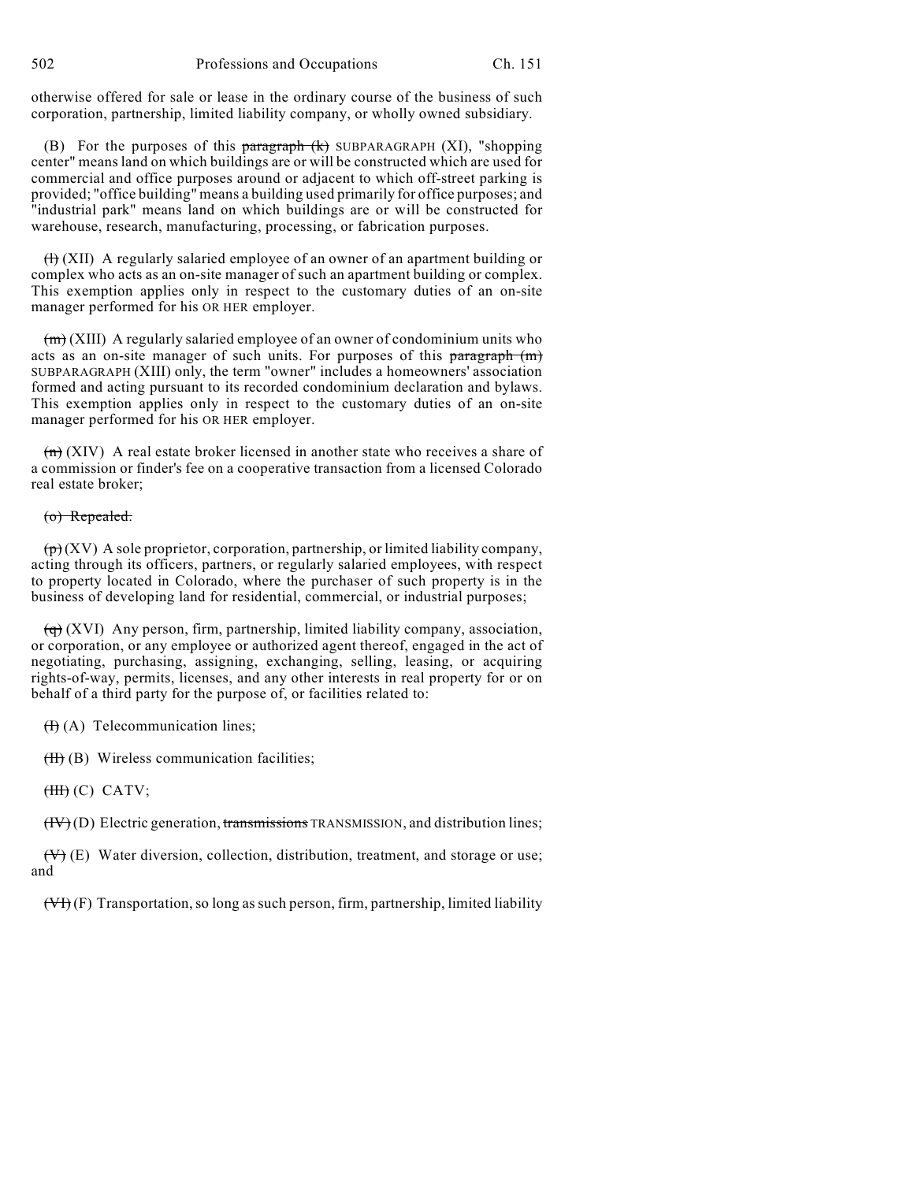otherwise offered for sale or lease in the ordinary course of the business of such corporation, partnership, limited liability company, or wholly owned subsidiary.

(B) For the purposes of this ~~paragraph (k)~~ SUBPARAGRAPH (XI), "shopping center" means land on which buildings are or will be constructed which are used for commercial and office purposes around or adjacent to which off-street parking is provided; "office building" means a building used primarily for office purposes; and "industrial park" means land on which buildings are or will be constructed for warehouse, research, manufacturing, processing, or fabrication purposes.

~~(l)~~ (XII) A regularly salaried employee of an owner of an apartment building or complex who acts as an on-site manager of such an apartment building or complex. This exemption applies only in respect to the customary duties of an on-site manager performed for his OR HER employer.

~~(m)~~ (XIII) A regularly salaried employee of an owner of condominium units who acts as an on-site manager of such units. For purposes of this ~~paragraph (m)~~ SUBPARAGRAPH (XIII) only, the term "owner" includes a homeowners' association formed and acting pursuant to its recorded condominium declaration and bylaws. This exemption applies only in respect to the customary duties of an on-site manager performed for his OR HER employer.

~~(n)~~ (XIV) A real estate broker licensed in another state who receives a share of a commission or finder's fee on a cooperative transaction from a licensed Colorado real estate broker;

~~(o) Repealed.~~

~~(p)~~ (XV) A sole proprietor, corporation, partnership, or limited liability company, acting through its officers, partners, or regularly salaried employees, with respect to property located in Colorado, where the purchaser of such property is in the business of developing land for residential, commercial, or industrial purposes;

~~(q)~~ (XVI) Any person, firm, partnership, limited liability company, association, or corporation, or any employee or authorized agent thereof, engaged in the act of negotiating, purchasing, assigning, exchanging, selling, leasing, or acquiring rights-of-way, permits, licenses, and any other interests in real property for or on behalf of a third party for the purpose of, or facilities related to:

~~(I)~~ (A) Telecommunication lines;

~~(II)~~ (B) Wireless communication facilities;

~~(III)~~ (C) CATV;

~~(IV)~~ (D) Electric generation, ~~transmissions~~ TRANSMISSION, and distribution lines;

~~(V)~~ (E) Water diversion, collection, distribution, treatment, and storage or use; and

~~(VI)~~ (F) Transportation, so long as such person, firm, partnership, limited liability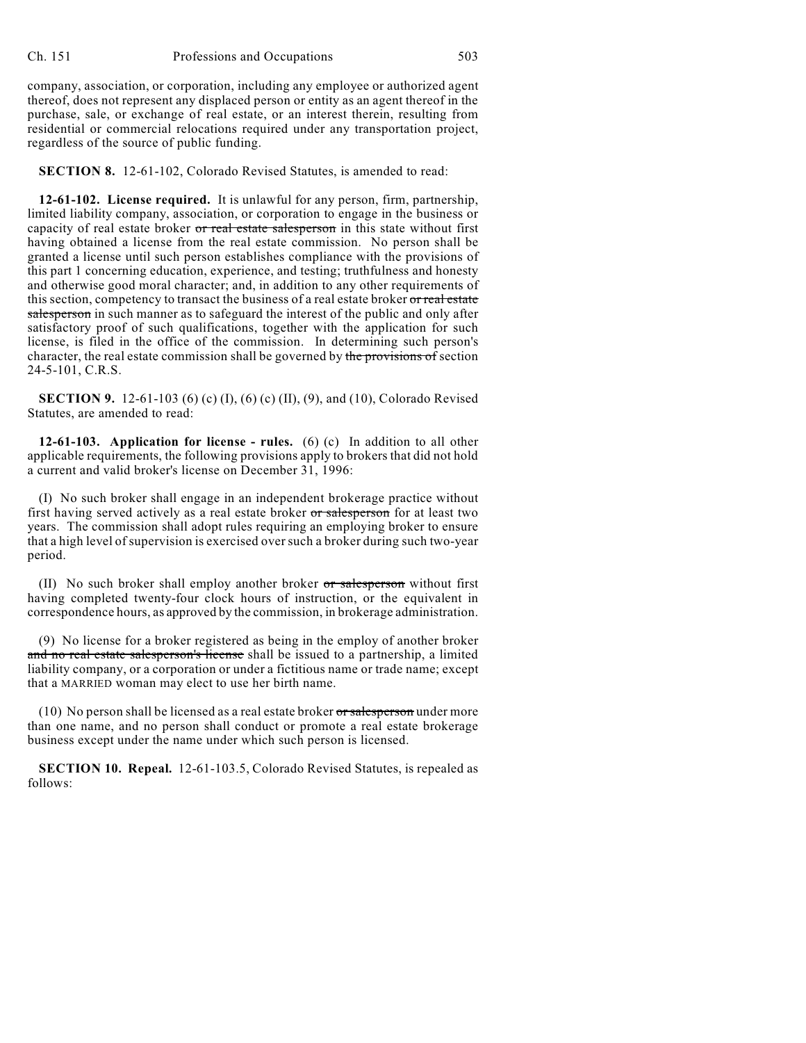company, association, or corporation, including any employee or authorized agent thereof, does not represent any displaced person or entity as an agent thereof in the purchase, sale, or exchange of real estate, or an interest therein, resulting from residential or commercial relocations required under any transportation project, regardless of the source of public funding.

**SECTION 8.** 12-61-102, Colorado Revised Statutes, is amended to read:

**12-61-102. License required.** It is unlawful for any person, firm, partnership, limited liability company, association, or corporation to engage in the business or capacity of real estate broker ~~or real estate salesperson~~ in this state without first having obtained a license from the real estate commission. No person shall be granted a license until such person establishes compliance with the provisions of this part 1 concerning education, experience, and testing; truthfulness and honesty and otherwise good moral character; and, in addition to any other requirements of this section, competency to transact the business of a real estate broker ~~or real estate salesperson~~ in such manner as to safeguard the interest of the public and only after satisfactory proof of such qualifications, together with the application for such license, is filed in the office of the commission. In determining such person's character, the real estate commission shall be governed by ~~the provisions of~~ section 24-5-101, C.R.S.

**SECTION 9.** 12-61-103 (6) (c) (I), (6) (c) (II), (9), and (10), Colorado Revised Statutes, are amended to read:

**12-61-103. Application for license - rules.** (6) (c) In addition to all other applicable requirements, the following provisions apply to brokers that did not hold a current and valid broker's license on December 31, 1996:

(I) No such broker shall engage in an independent brokerage practice without first having served actively as a real estate broker ~~or salesperson~~ for at least two years. The commission shall adopt rules requiring an employing broker to ensure that a high level of supervision is exercised over such a broker during such two-year period.

(II) No such broker shall employ another broker ~~or salesperson~~ without first having completed twenty-four clock hours of instruction, or the equivalent in correspondence hours, as approved by the commission, in brokerage administration.

(9) No license for a broker registered as being in the employ of another broker ~~and no real estate salesperson's license~~ shall be issued to a partnership, a limited liability company, or a corporation or under a fictitious name or trade name; except that a MARRIED woman may elect to use her birth name.

(10) No person shall be licensed as a real estate broker ~~or salesperson~~ under more than one name, and no person shall conduct or promote a real estate brokerage business except under the name under which such person is licensed.

**SECTION 10. Repeal.** 12-61-103.5, Colorado Revised Statutes, is repealed as follows: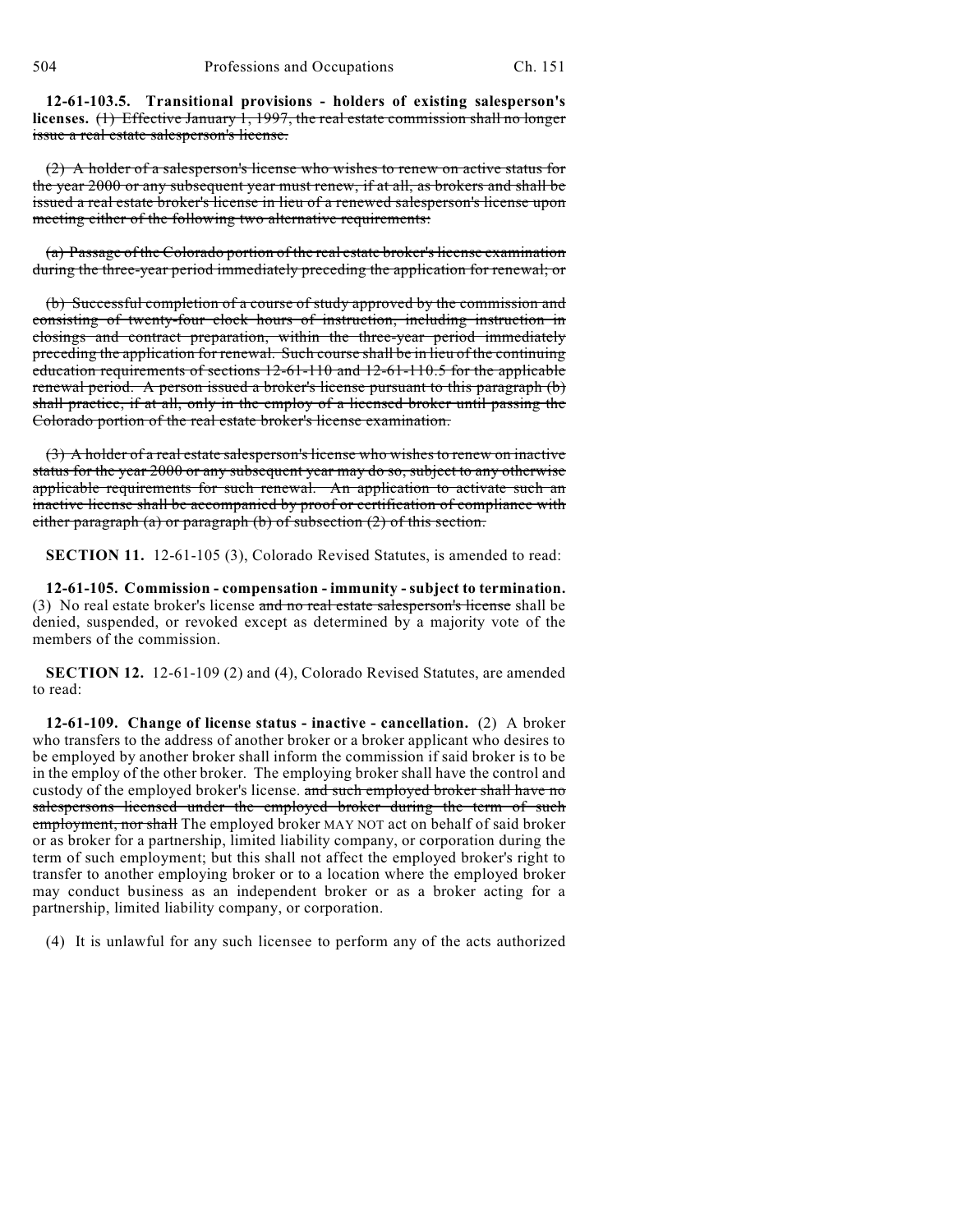**12-61-103.5. Transitional provisions - holders of existing salesperson's licenses.** ~~(1) Effective January 1, 1997, the real estate commission shall no longer issue a real estate salesperson's license.~~

~~(2) A holder of a salesperson's license who wishes to renew on active status for the year 2000 or any subsequent year must renew, if at all, as brokers and shall be issued a real estate broker's license in lieu of a renewed salesperson's license upon meeting either of the following two alternative requirements:~~

~~(a) Passage of the Colorado portion of the real estate broker's license examination during the three-year period immediately preceding the application for renewal; or~~

~~(b) Successful completion of a course of study approved by the commission and consisting of twenty-four clock hours of instruction, including instruction in closings and contract preparation, within the three-year period immediately preceding the application for renewal. Such course shall be in lieu of the continuing education requirements of sections 12-61-110 and 12-61-110.5 for the applicable renewal period. A person issued a broker's license pursuant to this paragraph (b) shall practice, if at all, only in the employ of a licensed broker until passing the Colorado portion of the real estate broker's license examination.~~

~~(3) A holder of a real estate salesperson's license who wishes to renew on inactive status for the year 2000 or any subsequent year may do so, subject to any otherwise applicable requirements for such renewal. An application to activate such an inactive license shall be accompanied by proof or certification of compliance with either paragraph (a) or paragraph (b) of subsection (2) of this section.~~

**SECTION 11.** 12-61-105 (3), Colorado Revised Statutes, is amended to read:

**12-61-105. Commission - compensation - immunity - subject to termination.** (3) No real estate broker's license ~~and no real estate salesperson's license~~ shall be denied, suspended, or revoked except as determined by a majority vote of the members of the commission.

**SECTION 12.** 12-61-109 (2) and (4), Colorado Revised Statutes, are amended to read:

**12-61-109. Change of license status - inactive - cancellation.** (2) A broker who transfers to the address of another broker or a broker applicant who desires to be employed by another broker shall inform the commission if said broker is to be in the employ of the other broker. The employing broker shall have the control and custody of the employed broker's license. ~~and such employed broker shall have no salespersons licensed under the employed broker during the term of such employment, nor shall~~ The employed broker MAY NOT act on behalf of said broker or as broker for a partnership, limited liability company, or corporation during the term of such employment; but this shall not affect the employed broker's right to transfer to another employing broker or to a location where the employed broker may conduct business as an independent broker or as a broker acting for a partnership, limited liability company, or corporation.

(4) It is unlawful for any such licensee to perform any of the acts authorized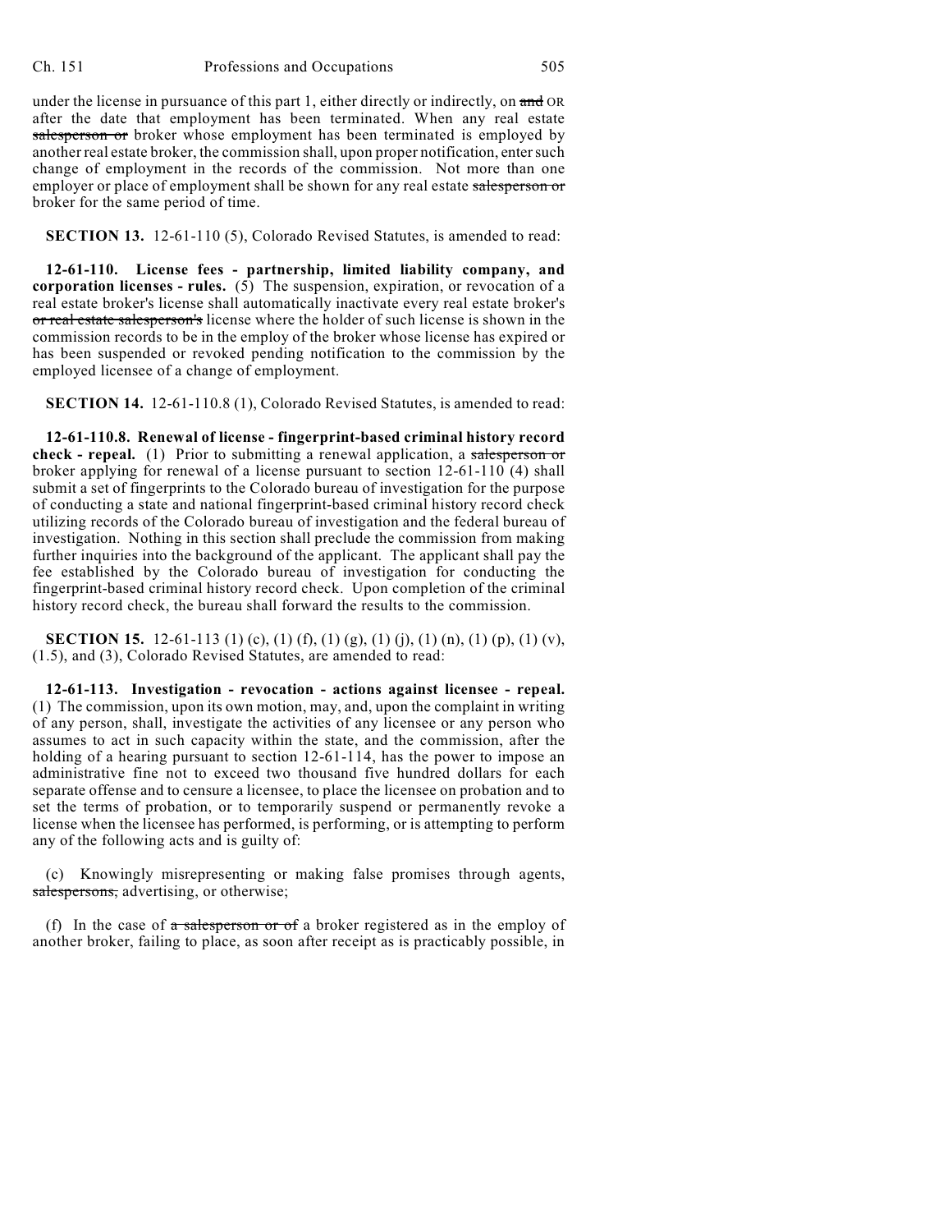under the license in pursuance of this part 1, either directly or indirectly, on ~~and~~ OR after the date that employment has been terminated. When any real estate ~~salesperson or~~ broker whose employment has been terminated is employed by another real estate broker, the commission shall, upon proper notification, enter such change of employment in the records of the commission. Not more than one employer or place of employment shall be shown for any real estate ~~salesperson or~~ broker for the same period of time.

**SECTION 13.** 12-61-110 (5), Colorado Revised Statutes, is amended to read:

**12-61-110. License fees - partnership, limited liability company, and corporation licenses - rules.** (5) The suspension, expiration, or revocation of a real estate broker's license shall automatically inactivate every real estate broker's ~~or real estate salesperson's~~ license where the holder of such license is shown in the commission records to be in the employ of the broker whose license has expired or has been suspended or revoked pending notification to the commission by the employed licensee of a change of employment.

**SECTION 14.** 12-61-110.8 (1), Colorado Revised Statutes, is amended to read:

**12-61-110.8. Renewal of license - fingerprint-based criminal history record check - repeal.** (1) Prior to submitting a renewal application, a ~~salesperson or~~ broker applying for renewal of a license pursuant to section 12-61-110 (4) shall submit a set of fingerprints to the Colorado bureau of investigation for the purpose of conducting a state and national fingerprint-based criminal history record check utilizing records of the Colorado bureau of investigation and the federal bureau of investigation. Nothing in this section shall preclude the commission from making further inquiries into the background of the applicant. The applicant shall pay the fee established by the Colorado bureau of investigation for conducting the fingerprint-based criminal history record check. Upon completion of the criminal history record check, the bureau shall forward the results to the commission.

**SECTION 15.** 12-61-113 (1) (c), (1) (f), (1) (g), (1) (j), (1) (n), (1) (p), (1) (v), (1.5), and (3), Colorado Revised Statutes, are amended to read:

**12-61-113. Investigation - revocation - actions against licensee - repeal.** (1) The commission, upon its own motion, may, and, upon the complaint in writing of any person, shall, investigate the activities of any licensee or any person who assumes to act in such capacity within the state, and the commission, after the holding of a hearing pursuant to section 12-61-114, has the power to impose an administrative fine not to exceed two thousand five hundred dollars for each separate offense and to censure a licensee, to place the licensee on probation and to set the terms of probation, or to temporarily suspend or permanently revoke a license when the licensee has performed, is performing, or is attempting to perform any of the following acts and is guilty of:

(c) Knowingly misrepresenting or making false promises through agents, ~~salespersons,~~ advertising, or otherwise;

(f) In the case of ~~a salesperson or of~~ a broker registered as in the employ of another broker, failing to place, as soon after receipt as is practicably possible, in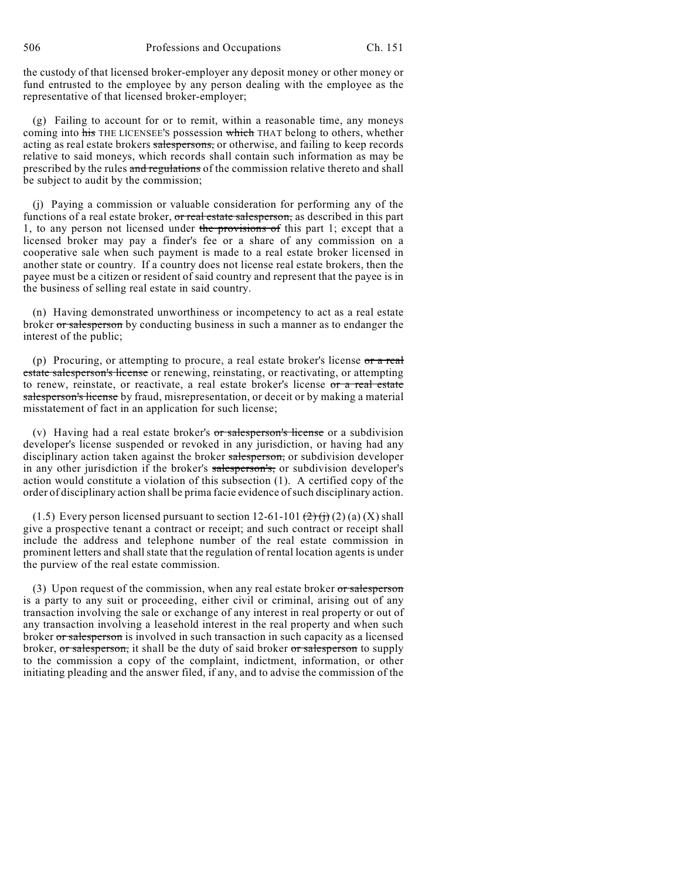the custody of that licensed broker-employer any deposit money or other money or fund entrusted to the employee by any person dealing with the employee as the representative of that licensed broker-employer;

(g) Failing to account for or to remit, within a reasonable time, any moneys coming into ~~his~~ THE LICENSEE'S possession ~~which~~ THAT belong to others, whether acting as real estate brokers ~~salespersons,~~ or otherwise, and failing to keep records relative to said moneys, which records shall contain such information as may be prescribed by the rules ~~and regulations~~ of the commission relative thereto and shall be subject to audit by the commission;

(j) Paying a commission or valuable consideration for performing any of the functions of a real estate broker, ~~or real estate salesperson,~~ as described in this part 1, to any person not licensed under ~~the provisions of~~ this part 1; except that a licensed broker may pay a finder's fee or a share of any commission on a cooperative sale when such payment is made to a real estate broker licensed in another state or country. If a country does not license real estate brokers, then the payee must be a citizen or resident of said country and represent that the payee is in the business of selling real estate in said country.

(n) Having demonstrated unworthiness or incompetency to act as a real estate broker ~~or salesperson~~ by conducting business in such a manner as to endanger the interest of the public;

(p) Procuring, or attempting to procure, a real estate broker's license ~~or a real estate salesperson's license~~ or renewing, reinstating, or reactivating, or attempting to renew, reinstate, or reactivate, a real estate broker's license ~~or a real estate salesperson's license~~ by fraud, misrepresentation, or deceit or by making a material misstatement of fact in an application for such license;

(v) Having had a real estate broker's ~~or salesperson's license~~ or a subdivision developer's license suspended or revoked in any jurisdiction, or having had any disciplinary action taken against the broker ~~salesperson,~~ or subdivision developer in any other jurisdiction if the broker's ~~salesperson's,~~ or subdivision developer's action would constitute a violation of this subsection (1). A certified copy of the order of disciplinary action shall be prima facie evidence of such disciplinary action.

(1.5) Every person licensed pursuant to section 12-61-101 ~~(2) (j)~~ (2) (a) (X) shall give a prospective tenant a contract or receipt; and such contract or receipt shall include the address and telephone number of the real estate commission in prominent letters and shall state that the regulation of rental location agents is under the purview of the real estate commission.

(3) Upon request of the commission, when any real estate broker ~~or salesperson~~ is a party to any suit or proceeding, either civil or criminal, arising out of any transaction involving the sale or exchange of any interest in real property or out of any transaction involving a leasehold interest in the real property and when such broker ~~or salesperson~~ is involved in such transaction in such capacity as a licensed broker, ~~or salesperson,~~ it shall be the duty of said broker ~~or salesperson~~ to supply to the commission a copy of the complaint, indictment, information, or other initiating pleading and the answer filed, if any, and to advise the commission of the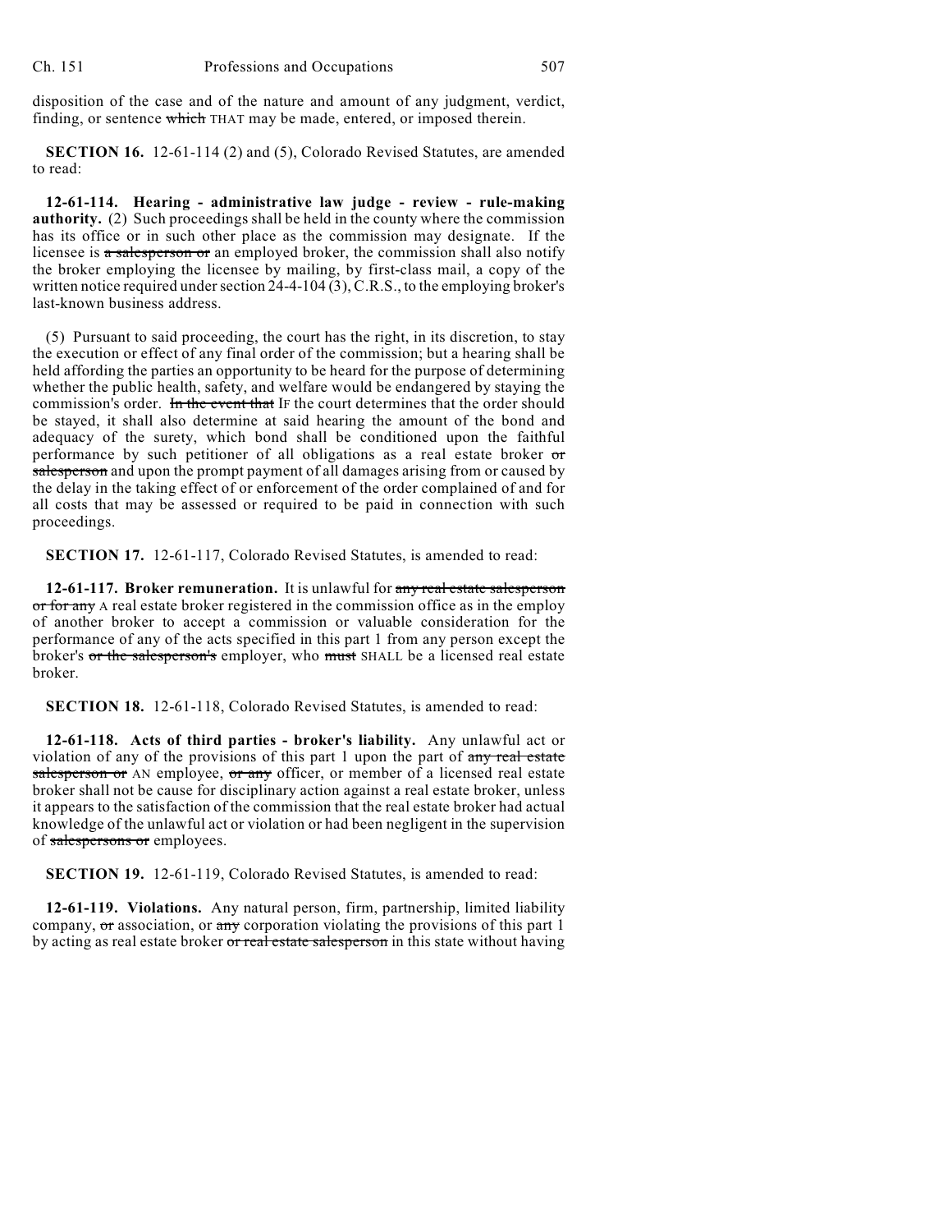disposition of the case and of the nature and amount of any judgment, verdict, finding, or sentence ~~which~~ THAT may be made, entered, or imposed therein.

**SECTION 16.** 12-61-114 (2) and (5), Colorado Revised Statutes, are amended to read:

**12-61-114. Hearing - administrative law judge - review - rule-making authority.** (2) Such proceedings shall be held in the county where the commission has its office or in such other place as the commission may designate. If the licensee is ~~a salesperson or~~ an employed broker, the commission shall also notify the broker employing the licensee by mailing, by first-class mail, a copy of the written notice required under section 24-4-104 (3), C.R.S., to the employing broker's last-known business address.

(5) Pursuant to said proceeding, the court has the right, in its discretion, to stay the execution or effect of any final order of the commission; but a hearing shall be held affording the parties an opportunity to be heard for the purpose of determining whether the public health, safety, and welfare would be endangered by staying the commission's order. ~~In the event that~~ IF the court determines that the order should be stayed, it shall also determine at said hearing the amount of the bond and adequacy of the surety, which bond shall be conditioned upon the faithful performance by such petitioner of all obligations as a real estate broker ~~or salesperson~~ and upon the prompt payment of all damages arising from or caused by the delay in the taking effect of or enforcement of the order complained of and for all costs that may be assessed or required to be paid in connection with such proceedings.

**SECTION 17.** 12-61-117, Colorado Revised Statutes, is amended to read:

**12-61-117. Broker remuneration.** It is unlawful for ~~any real estate salesperson or for any~~ A real estate broker registered in the commission office as in the employ of another broker to accept a commission or valuable consideration for the performance of any of the acts specified in this part 1 from any person except the broker's ~~or the salesperson's~~ employer, who ~~must~~ SHALL be a licensed real estate broker.

**SECTION 18.** 12-61-118, Colorado Revised Statutes, is amended to read:

**12-61-118. Acts of third parties - broker's liability.** Any unlawful act or violation of any of the provisions of this part 1 upon the part of ~~any real estate salesperson or~~ AN employee, ~~or any~~ officer, or member of a licensed real estate broker shall not be cause for disciplinary action against a real estate broker, unless it appears to the satisfaction of the commission that the real estate broker had actual knowledge of the unlawful act or violation or had been negligent in the supervision of ~~salespersons or~~ employees.

**SECTION 19.** 12-61-119, Colorado Revised Statutes, is amended to read:

**12-61-119. Violations.** Any natural person, firm, partnership, limited liability company, ~~or~~ association, or ~~any~~ corporation violating the provisions of this part 1 by acting as real estate broker ~~or real estate salesperson~~ in this state without having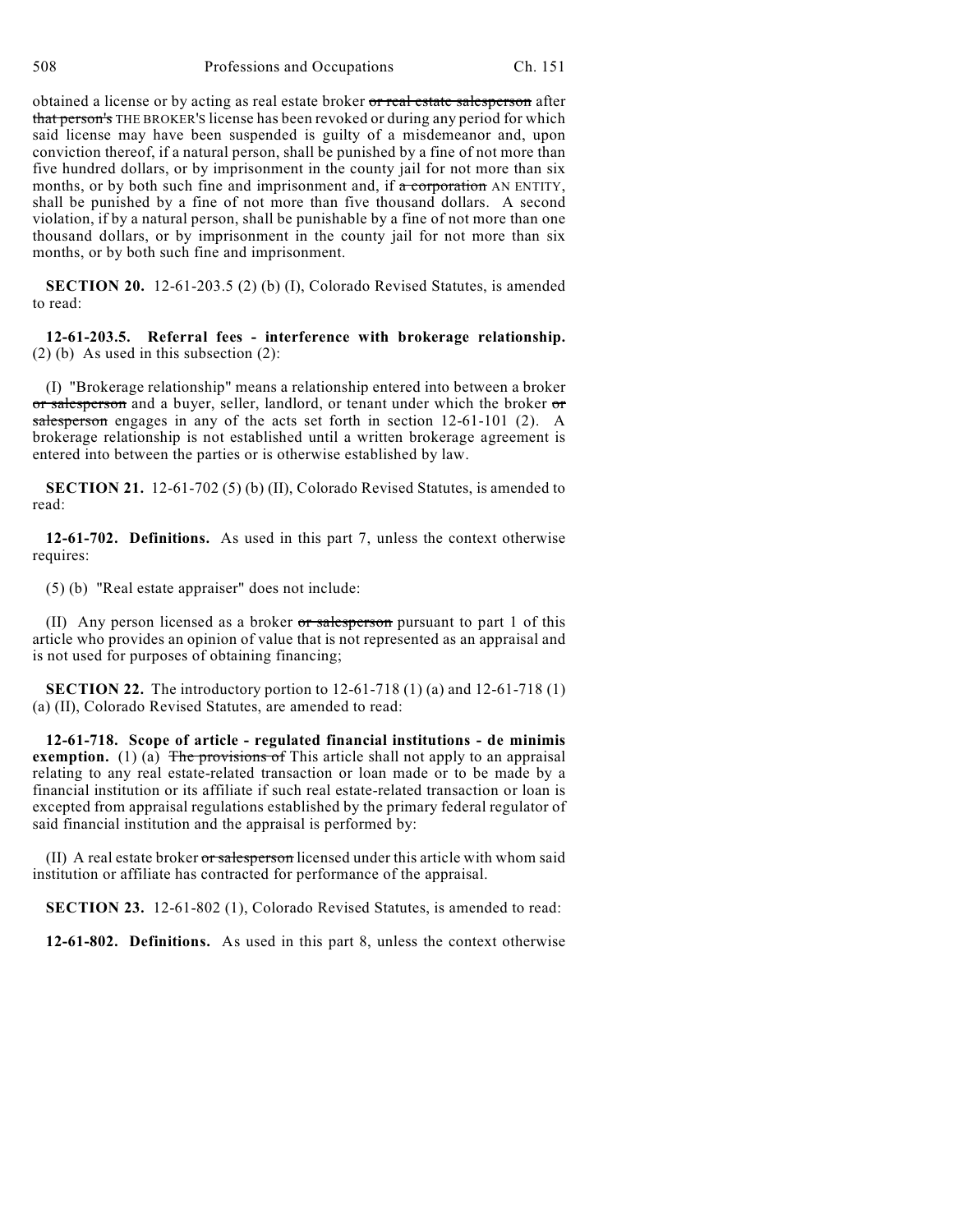obtained a license or by acting as real estate broker ~~or real estate salesperson~~ after ~~that person's~~ THE BROKER'S license has been revoked or during any period for which said license may have been suspended is guilty of a misdemeanor and, upon conviction thereof, if a natural person, shall be punished by a fine of not more than five hundred dollars, or by imprisonment in the county jail for not more than six months, or by both such fine and imprisonment and, if ~~a corporation~~ AN ENTITY, shall be punished by a fine of not more than five thousand dollars. A second violation, if by a natural person, shall be punishable by a fine of not more than one thousand dollars, or by imprisonment in the county jail for not more than six months, or by both such fine and imprisonment.

**SECTION 20.** 12-61-203.5 (2) (b) (I), Colorado Revised Statutes, is amended to read:

**12-61-203.5. Referral fees - interference with brokerage relationship.** (2) (b) As used in this subsection (2):

(I) "Brokerage relationship" means a relationship entered into between a broker ~~or salesperson~~ and a buyer, seller, landlord, or tenant under which the broker ~~or salesperson~~ engages in any of the acts set forth in section 12-61-101 (2). A brokerage relationship is not established until a written brokerage agreement is entered into between the parties or is otherwise established by law.

**SECTION 21.** 12-61-702 (5) (b) (II), Colorado Revised Statutes, is amended to read:

**12-61-702. Definitions.** As used in this part 7, unless the context otherwise requires:

(5) (b) "Real estate appraiser" does not include:

(II) Any person licensed as a broker ~~or salesperson~~ pursuant to part 1 of this article who provides an opinion of value that is not represented as an appraisal and is not used for purposes of obtaining financing;

**SECTION 22.** The introductory portion to 12-61-718 (1) (a) and 12-61-718 (1) (a) (II), Colorado Revised Statutes, are amended to read:

**12-61-718. Scope of article - regulated financial institutions - de minimis exemption.** (1) (a) ~~The provisions of~~ This article shall not apply to an appraisal relating to any real estate-related transaction or loan made or to be made by a financial institution or its affiliate if such real estate-related transaction or loan is excepted from appraisal regulations established by the primary federal regulator of said financial institution and the appraisal is performed by:

(II) A real estate broker ~~or salesperson~~ licensed under this article with whom said institution or affiliate has contracted for performance of the appraisal.

**SECTION 23.** 12-61-802 (1), Colorado Revised Statutes, is amended to read:

**12-61-802. Definitions.** As used in this part 8, unless the context otherwise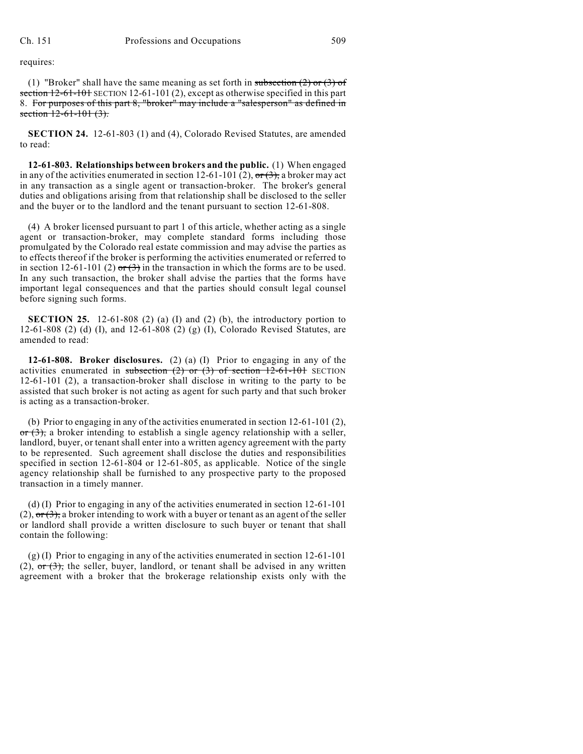requires:

(1) "Broker" shall have the same meaning as set forth in ~~subsection (2) or (3) of section 12-61-101~~ SECTION 12-61-101 (2), except as otherwise specified in this part 8. ~~For purposes of this part 8, "broker" may include a "salesperson" as defined in section 12-61-101 (3).~~

**SECTION 24.** 12-61-803 (1) and (4), Colorado Revised Statutes, are amended to read:

**12-61-803. Relationships between brokers and the public.** (1) When engaged in any of the activities enumerated in section 12-61-101 (2), ~~or (3)~~, a broker may act in any transaction as a single agent or transaction-broker. The broker's general duties and obligations arising from that relationship shall be disclosed to the seller and the buyer or to the landlord and the tenant pursuant to section 12-61-808.

(4) A broker licensed pursuant to part 1 of this article, whether acting as a single agent or transaction-broker, may complete standard forms including those promulgated by the Colorado real estate commission and may advise the parties as to effects thereof if the broker is performing the activities enumerated or referred to in section 12-61-101 (2) ~~or (3)~~ in the transaction in which the forms are to be used. In any such transaction, the broker shall advise the parties that the forms have important legal consequences and that the parties should consult legal counsel before signing such forms.

**SECTION 25.** 12-61-808 (2) (a) (I) and (2) (b), the introductory portion to 12-61-808 (2) (d) (I), and 12-61-808 (2) (g) (I), Colorado Revised Statutes, are amended to read:

**12-61-808. Broker disclosures.** (2) (a) (I) Prior to engaging in any of the activities enumerated in ~~subsection (2) or (3) of section 12-61-101~~ SECTION 12-61-101 (2), a transaction-broker shall disclose in writing to the party to be assisted that such broker is not acting as agent for such party and that such broker is acting as a transaction-broker.

(b) Prior to engaging in any of the activities enumerated in section 12-61-101 (2), ~~or (3)~~, a broker intending to establish a single agency relationship with a seller, landlord, buyer, or tenant shall enter into a written agency agreement with the party to be represented. Such agreement shall disclose the duties and responsibilities specified in section 12-61-804 or 12-61-805, as applicable. Notice of the single agency relationship shall be furnished to any prospective party to the proposed transaction in a timely manner.

(d) (I) Prior to engaging in any of the activities enumerated in section 12-61-101 (2), ~~or (3)~~, a broker intending to work with a buyer or tenant as an agent of the seller or landlord shall provide a written disclosure to such buyer or tenant that shall contain the following:

(g) (I) Prior to engaging in any of the activities enumerated in section 12-61-101 (2), ~~or (3)~~, the seller, buyer, landlord, or tenant shall be advised in any written agreement with a broker that the brokerage relationship exists only with the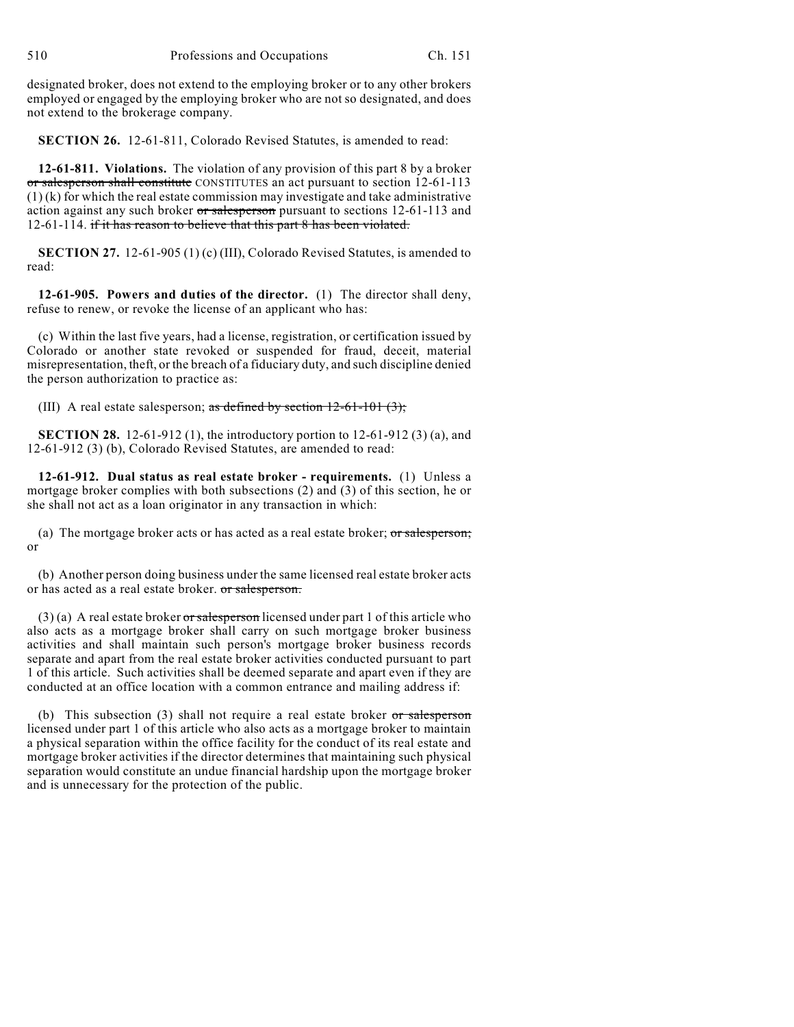designated broker, does not extend to the employing broker or to any other brokers employed or engaged by the employing broker who are not so designated, and does not extend to the brokerage company.

**SECTION 26.** 12-61-811, Colorado Revised Statutes, is amended to read:

**12-61-811. Violations.** The violation of any provision of this part 8 by a broker ~~or salesperson shall constitute~~ CONSTITUTES an act pursuant to section 12-61-113 (1) (k) for which the real estate commission may investigate and take administrative action against any such broker ~~or salesperson~~ pursuant to sections 12-61-113 and 12-61-114. ~~if it has reason to believe that this part 8 has been violated.~~

**SECTION 27.** 12-61-905 (1) (c) (III), Colorado Revised Statutes, is amended to read:

**12-61-905. Powers and duties of the director.** (1) The director shall deny, refuse to renew, or revoke the license of an applicant who has:

(c) Within the last five years, had a license, registration, or certification issued by Colorado or another state revoked or suspended for fraud, deceit, material misrepresentation, theft, or the breach of a fiduciary duty, and such discipline denied the person authorization to practice as:

(III) A real estate salesperson; ~~as defined by section 12-61-101 (3);~~

**SECTION 28.** 12-61-912 (1), the introductory portion to 12-61-912 (3) (a), and 12-61-912 (3) (b), Colorado Revised Statutes, are amended to read:

**12-61-912. Dual status as real estate broker - requirements.** (1) Unless a mortgage broker complies with both subsections (2) and (3) of this section, he or she shall not act as a loan originator in any transaction in which:

(a) The mortgage broker acts or has acted as a real estate broker; ~~or salesperson;~~ or

(b) Another person doing business under the same licensed real estate broker acts or has acted as a real estate broker. ~~or salesperson.~~

(3) (a) A real estate broker ~~or salesperson~~ licensed under part 1 of this article who also acts as a mortgage broker shall carry on such mortgage broker business activities and shall maintain such person's mortgage broker business records separate and apart from the real estate broker activities conducted pursuant to part 1 of this article. Such activities shall be deemed separate and apart even if they are conducted at an office location with a common entrance and mailing address if:

(b) This subsection (3) shall not require a real estate broker ~~or salesperson~~ licensed under part 1 of this article who also acts as a mortgage broker to maintain a physical separation within the office facility for the conduct of its real estate and mortgage broker activities if the director determines that maintaining such physical separation would constitute an undue financial hardship upon the mortgage broker and is unnecessary for the protection of the public.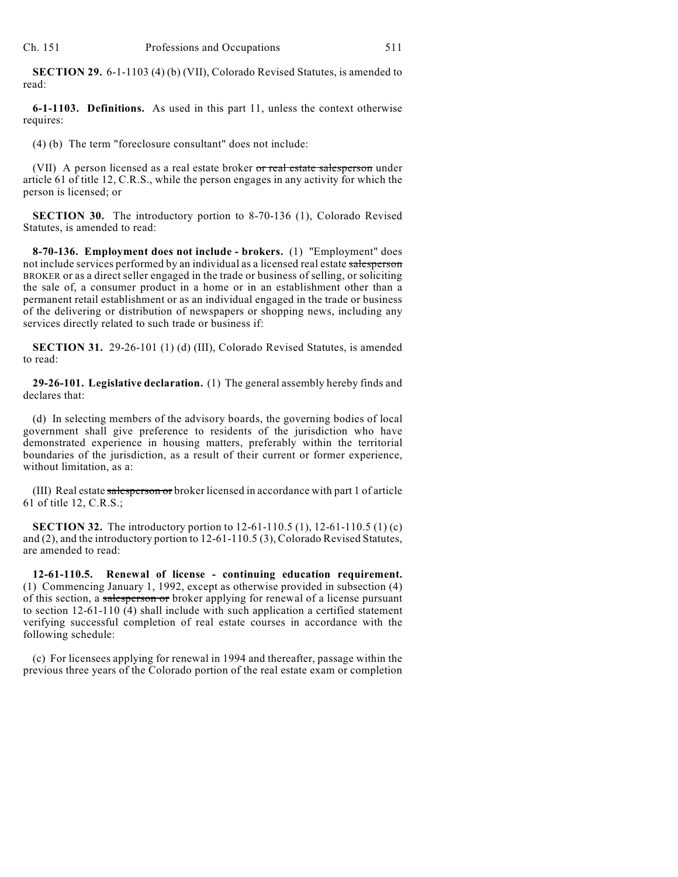**SECTION 29.** 6-1-1103 (4) (b) (VII), Colorado Revised Statutes, is amended to read:

**6-1-1103. Definitions.** As used in this part 11, unless the context otherwise requires:

(4) (b) The term "foreclosure consultant" does not include:

(VII) A person licensed as a real estate broker ~~or real estate salesperson~~ under article 61 of title 12, C.R.S., while the person engages in any activity for which the person is licensed; or

**SECTION 30.** The introductory portion to 8-70-136 (1), Colorado Revised Statutes, is amended to read:

**8-70-136. Employment does not include - brokers.** (1) "Employment" does not include services performed by an individual as a licensed real estate ~~salesperson~~ BROKER or as a direct seller engaged in the trade or business of selling, or soliciting the sale of, a consumer product in a home or in an establishment other than a permanent retail establishment or as an individual engaged in the trade or business of the delivering or distribution of newspapers or shopping news, including any services directly related to such trade or business if:

**SECTION 31.** 29-26-101 (1) (d) (III), Colorado Revised Statutes, is amended to read:

**29-26-101. Legislative declaration.** (1) The general assembly hereby finds and declares that:

(d) In selecting members of the advisory boards, the governing bodies of local government shall give preference to residents of the jurisdiction who have demonstrated experience in housing matters, preferably within the territorial boundaries of the jurisdiction, as a result of their current or former experience, without limitation, as a:

(III) Real estate ~~salesperson or~~ broker licensed in accordance with part 1 of article 61 of title 12, C.R.S.;

**SECTION 32.** The introductory portion to 12-61-110.5 (1), 12-61-110.5 (1) (c) and (2), and the introductory portion to 12-61-110.5 (3), Colorado Revised Statutes, are amended to read:

**12-61-110.5. Renewal of license - continuing education requirement.** (1) Commencing January 1, 1992, except as otherwise provided in subsection (4) of this section, a ~~salesperson or~~ broker applying for renewal of a license pursuant to section 12-61-110 (4) shall include with such application a certified statement verifying successful completion of real estate courses in accordance with the following schedule:

(c) For licensees applying for renewal in 1994 and thereafter, passage within the previous three years of the Colorado portion of the real estate exam or completion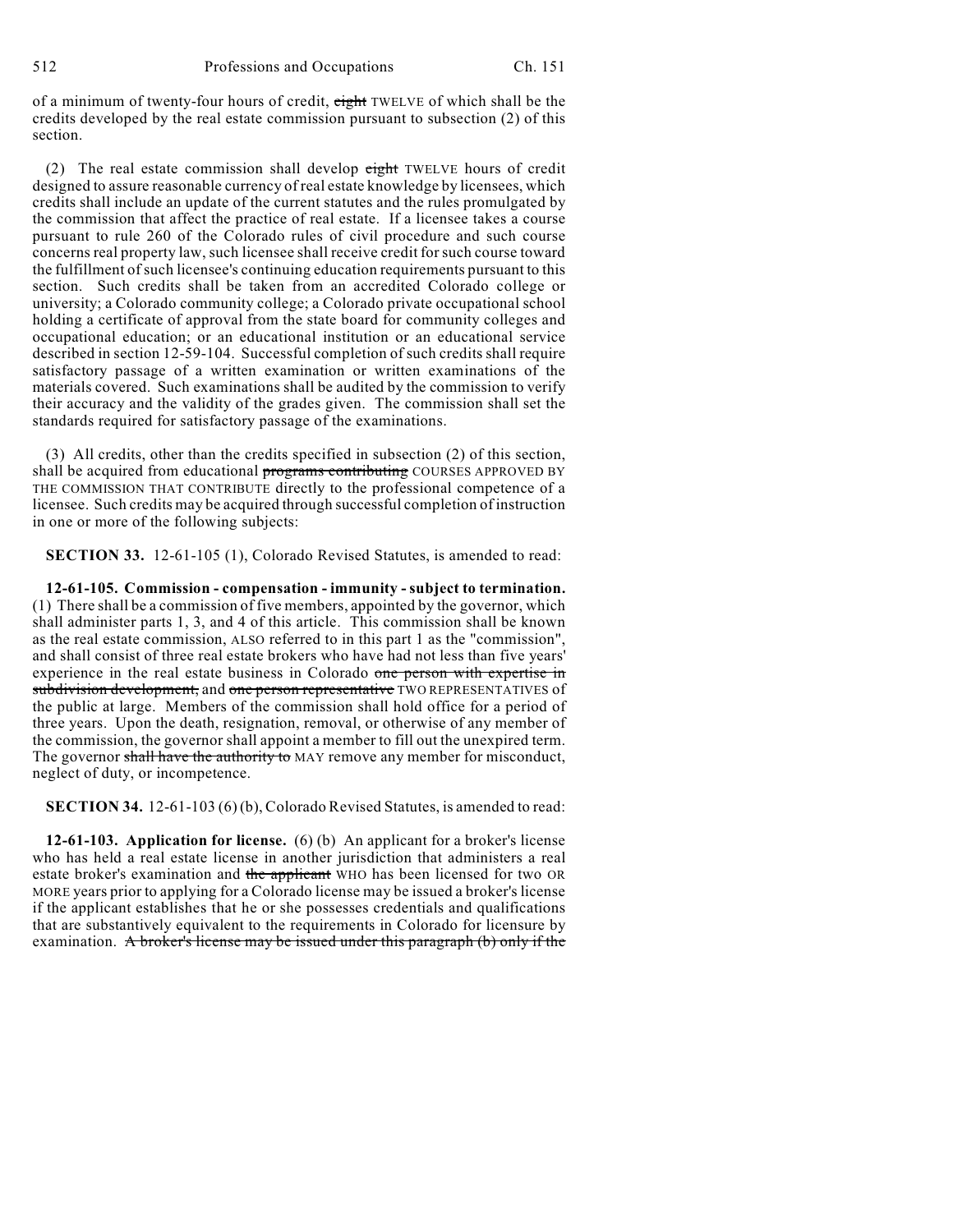of a minimum of twenty-four hours of credit, ~~eight~~ TWELVE of which shall be the credits developed by the real estate commission pursuant to subsection (2) of this section.

(2) The real estate commission shall develop ~~eight~~ TWELVE hours of credit designed to assure reasonable currency of real estate knowledge by licensees, which credits shall include an update of the current statutes and the rules promulgated by the commission that affect the practice of real estate. If a licensee takes a course pursuant to rule 260 of the Colorado rules of civil procedure and such course concerns real property law, such licensee shall receive credit for such course toward the fulfillment of such licensee's continuing education requirements pursuant to this section. Such credits shall be taken from an accredited Colorado college or university; a Colorado community college; a Colorado private occupational school holding a certificate of approval from the state board for community colleges and occupational education; or an educational institution or an educational service described in section 12-59-104. Successful completion of such credits shall require satisfactory passage of a written examination or written examinations of the materials covered. Such examinations shall be audited by the commission to verify their accuracy and the validity of the grades given. The commission shall set the standards required for satisfactory passage of the examinations.

(3) All credits, other than the credits specified in subsection (2) of this section, shall be acquired from educational ~~programs contributing~~ COURSES APPROVED BY THE COMMISSION THAT CONTRIBUTE directly to the professional competence of a licensee. Such credits may be acquired through successful completion of instruction in one or more of the following subjects:

**SECTION 33.** 12-61-105 (1), Colorado Revised Statutes, is amended to read:

**12-61-105. Commission - compensation - immunity - subject to termination.** (1) There shall be a commission of five members, appointed by the governor, which shall administer parts 1, 3, and 4 of this article. This commission shall be known as the real estate commission, ALSO referred to in this part 1 as the "commission", and shall consist of three real estate brokers who have had not less than five years' experience in the real estate business in Colorado ~~one person with expertise in subdivision development,~~ and ~~one person representative~~ TWO REPRESENTATIVES of the public at large. Members of the commission shall hold office for a period of three years. Upon the death, resignation, removal, or otherwise of any member of the commission, the governor shall appoint a member to fill out the unexpired term. The governor ~~shall have the authority to~~ MAY remove any member for misconduct, neglect of duty, or incompetence.

**SECTION 34.** 12-61-103 (6) (b), Colorado Revised Statutes, is amended to read:

**12-61-103. Application for license.** (6) (b) An applicant for a broker's license who has held a real estate license in another jurisdiction that administers a real estate broker's examination and ~~the applicant~~ WHO has been licensed for two OR MORE years prior to applying for a Colorado license may be issued a broker's license if the applicant establishes that he or she possesses credentials and qualifications that are substantively equivalent to the requirements in Colorado for licensure by examination. ~~A broker's license may be issued under this paragraph (b) only if the~~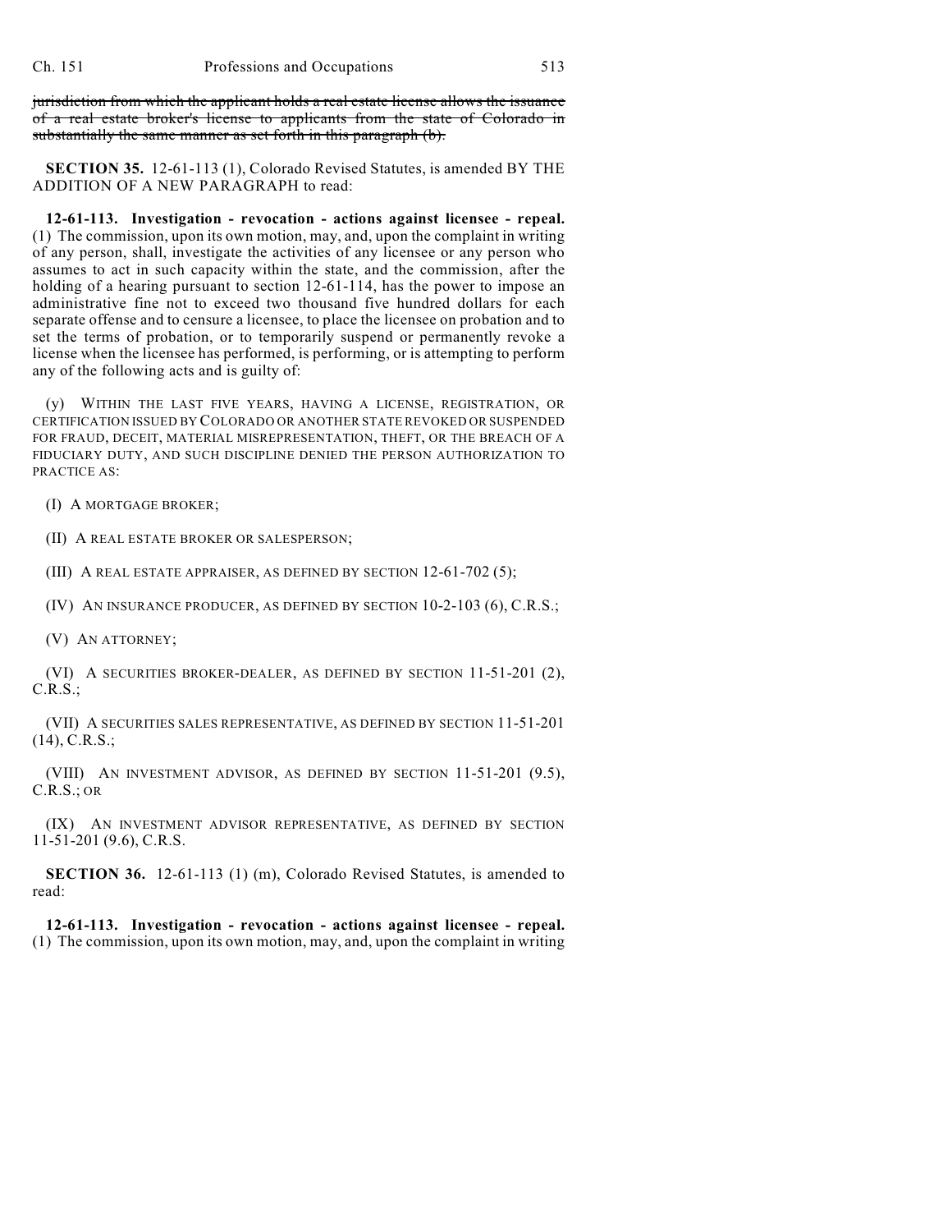~~jurisdiction from which the applicant holds a real estate license allows the issuance of a real estate broker's license to applicants from the state of Colorado in substantially the same manner as set forth in this paragraph (b).~~

**SECTION 35.** 12-61-113 (1), Colorado Revised Statutes, is amended BY THE ADDITION OF A NEW PARAGRAPH to read:

**12-61-113. Investigation - revocation - actions against licensee - repeal.** (1) The commission, upon its own motion, may, and, upon the complaint in writing of any person, shall, investigate the activities of any licensee or any person who assumes to act in such capacity within the state, and the commission, after the holding of a hearing pursuant to section 12-61-114, has the power to impose an administrative fine not to exceed two thousand five hundred dollars for each separate offense and to censure a licensee, to place the licensee on probation and to set the terms of probation, or to temporarily suspend or permanently revoke a license when the licensee has performed, is performing, or is attempting to perform any of the following acts and is guilty of:

(y) WITHIN THE LAST FIVE YEARS, HAVING A LICENSE, REGISTRATION, OR CERTIFICATION ISSUED BY COLORADO OR ANOTHER STATE REVOKED OR SUSPENDED FOR FRAUD, DECEIT, MATERIAL MISREPRESENTATION, THEFT, OR THE BREACH OF A FIDUCIARY DUTY, AND SUCH DISCIPLINE DENIED THE PERSON AUTHORIZATION TO PRACTICE AS:

(I) A MORTGAGE BROKER;

(II) A REAL ESTATE BROKER OR SALESPERSON;

(III) A REAL ESTATE APPRAISER, AS DEFINED BY SECTION 12-61-702 (5);

(IV) AN INSURANCE PRODUCER, AS DEFINED BY SECTION 10-2-103 (6), C.R.S.;

(V) AN ATTORNEY;

(VI) A SECURITIES BROKER-DEALER, AS DEFINED BY SECTION 11-51-201 (2), C.R.S.;

(VII) A SECURITIES SALES REPRESENTATIVE, AS DEFINED BY SECTION 11-51-201 (14), C.R.S.;

(VIII) AN INVESTMENT ADVISOR, AS DEFINED BY SECTION 11-51-201 (9.5), C.R.S.; OR

(IX) AN INVESTMENT ADVISOR REPRESENTATIVE, AS DEFINED BY SECTION 11-51-201 (9.6), C.R.S.

**SECTION 36.** 12-61-113 (1) (m), Colorado Revised Statutes, is amended to read:

**12-61-113. Investigation - revocation - actions against licensee - repeal.** (1) The commission, upon its own motion, may, and, upon the complaint in writing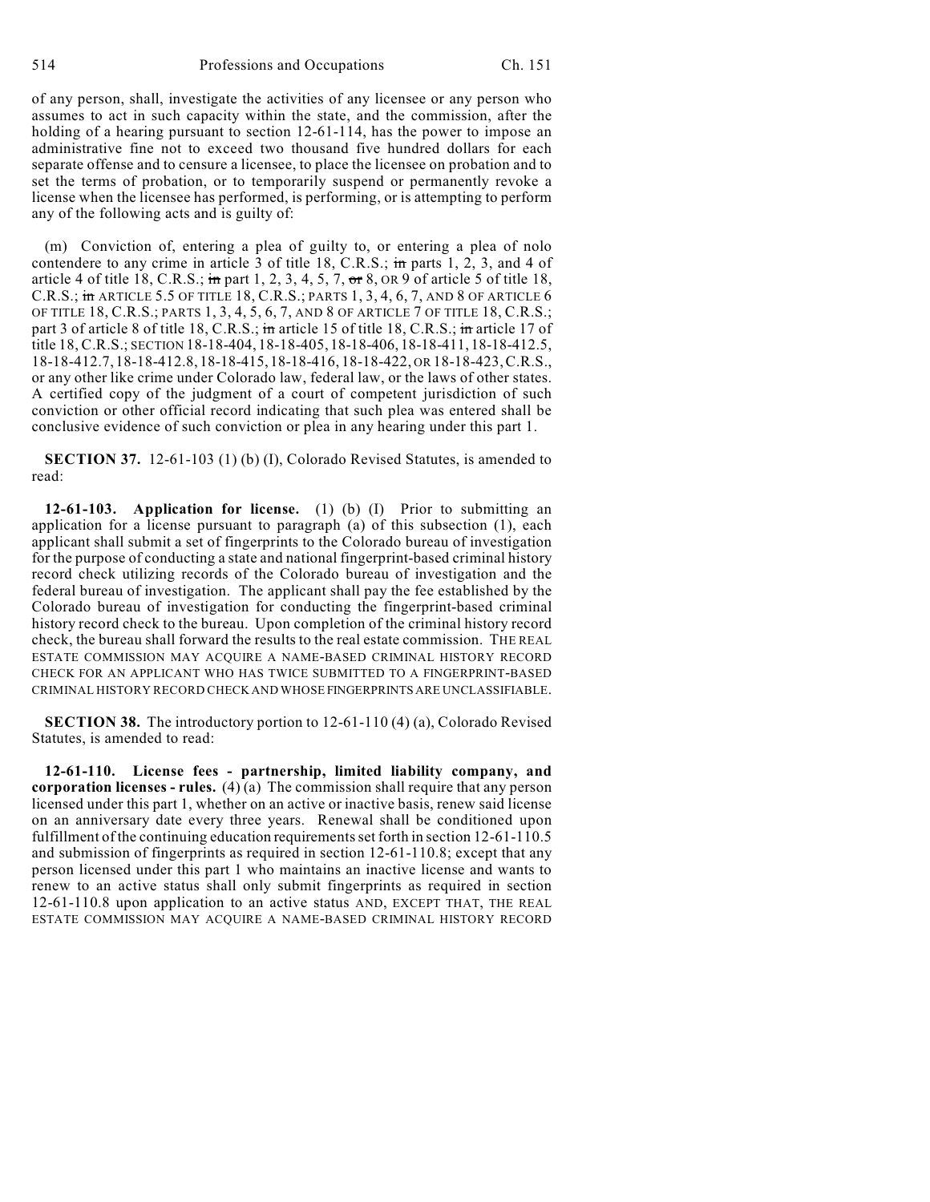of any person, shall, investigate the activities of any licensee or any person who assumes to act in such capacity within the state, and the commission, after the holding of a hearing pursuant to section 12-61-114, has the power to impose an administrative fine not to exceed two thousand five hundred dollars for each separate offense and to censure a licensee, to place the licensee on probation and to set the terms of probation, or to temporarily suspend or permanently revoke a license when the licensee has performed, is performing, or is attempting to perform any of the following acts and is guilty of:

(m) Conviction of, entering a plea of guilty to, or entering a plea of nolo contendere to any crime in article 3 of title 18, C.R.S.; ~~in~~ parts 1, 2, 3, and 4 of article 4 of title 18, C.R.S.; ~~in~~ part 1, 2, 3, 4, 5, 7, ~~or~~ 8, OR 9 of article 5 of title 18, C.R.S.; ~~in~~ ARTICLE 5.5 OF TITLE 18, C.R.S.; PARTS 1, 3, 4, 6, 7, AND 8 OF ARTICLE 6 OF TITLE 18, C.R.S.; PARTS 1, 3, 4, 5, 6, 7, AND 8 OF ARTICLE 7 OF TITLE 18, C.R.S.; part 3 of article 8 of title 18, C.R.S.; ~~in~~ article 15 of title 18, C.R.S.; ~~in~~ article 17 of title 18, C.R.S.; SECTION 18-18-404, 18-18-405, 18-18-406, 18-18-411, 18-18-412.5, 18-18-412.7, 18-18-412.8, 18-18-415, 18-18-416, 18-18-422, OR 18-18-423, C.R.S., or any other like crime under Colorado law, federal law, or the laws of other states. A certified copy of the judgment of a court of competent jurisdiction of such conviction or other official record indicating that such plea was entered shall be conclusive evidence of such conviction or plea in any hearing under this part 1.

**SECTION 37.** 12-61-103 (1) (b) (I), Colorado Revised Statutes, is amended to read:

**12-61-103. Application for license.** (1) (b) (I) Prior to submitting an application for a license pursuant to paragraph (a) of this subsection (1), each applicant shall submit a set of fingerprints to the Colorado bureau of investigation for the purpose of conducting a state and national fingerprint-based criminal history record check utilizing records of the Colorado bureau of investigation and the federal bureau of investigation. The applicant shall pay the fee established by the Colorado bureau of investigation for conducting the fingerprint-based criminal history record check to the bureau. Upon completion of the criminal history record check, the bureau shall forward the results to the real estate commission. THE REAL ESTATE COMMISSION MAY ACQUIRE A NAME-BASED CRIMINAL HISTORY RECORD CHECK FOR AN APPLICANT WHO HAS TWICE SUBMITTED TO A FINGERPRINT-BASED CRIMINAL HISTORY RECORD CHECK AND WHOSE FINGERPRINTS ARE UNCLASSIFIABLE.

**SECTION 38.** The introductory portion to 12-61-110 (4) (a), Colorado Revised Statutes, is amended to read:

**12-61-110. License fees - partnership, limited liability company, and corporation licenses - rules.** (4) (a) The commission shall require that any person licensed under this part 1, whether on an active or inactive basis, renew said license on an anniversary date every three years. Renewal shall be conditioned upon fulfillment of the continuing education requirements set forth in section 12-61-110.5 and submission of fingerprints as required in section 12-61-110.8; except that any person licensed under this part 1 who maintains an inactive license and wants to renew to an active status shall only submit fingerprints as required in section 12-61-110.8 upon application to an active status AND, EXCEPT THAT, THE REAL ESTATE COMMISSION MAY ACQUIRE A NAME-BASED CRIMINAL HISTORY RECORD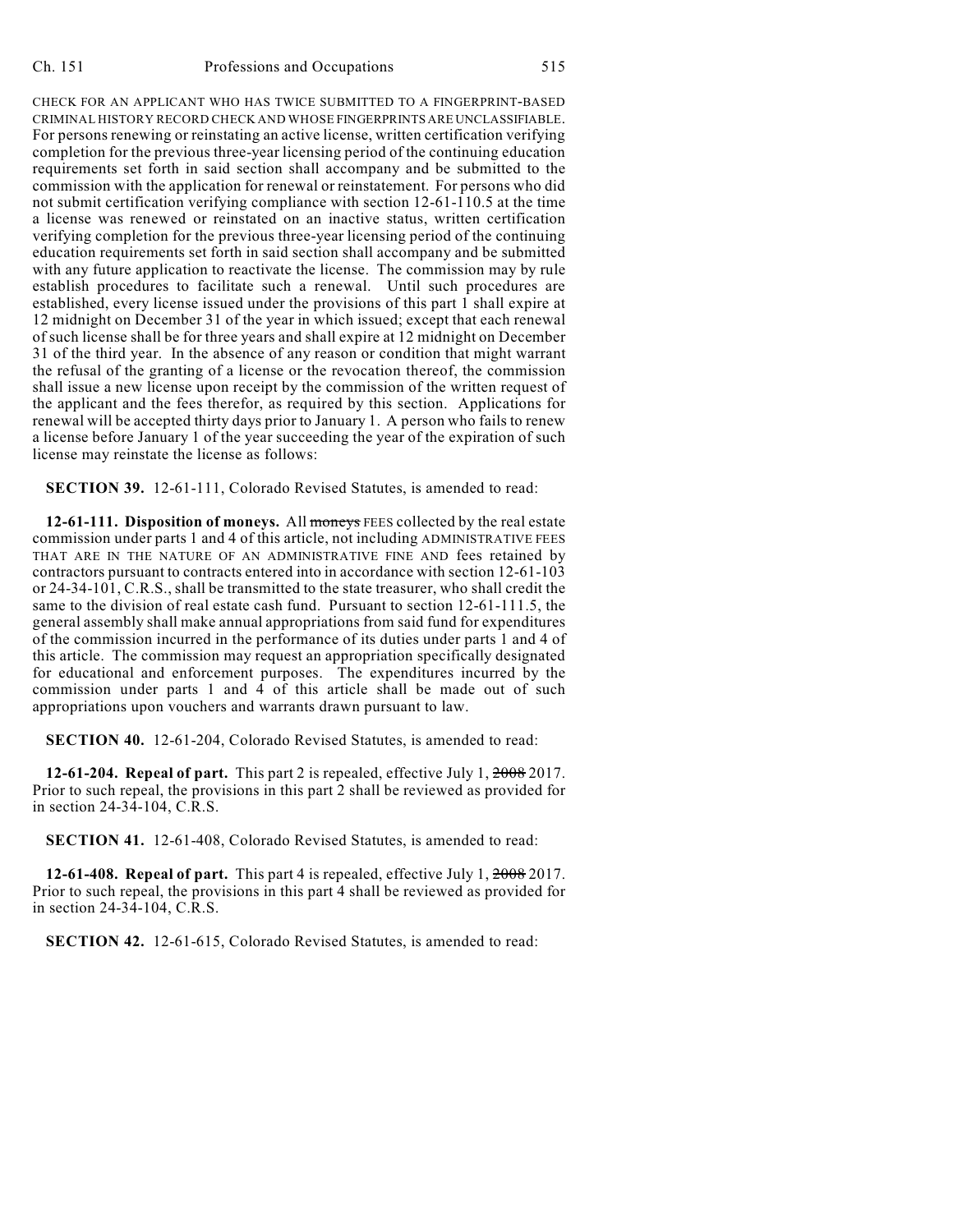CHECK FOR AN APPLICANT WHO HAS TWICE SUBMITTED TO A FINGERPRINT-BASED CRIMINAL HISTORY RECORD CHECK AND WHOSE FINGERPRINTS ARE UNCLASSIFIABLE. For persons renewing or reinstating an active license, written certification verifying completion for the previous three-year licensing period of the continuing education requirements set forth in said section shall accompany and be submitted to the commission with the application for renewal or reinstatement. For persons who did not submit certification verifying compliance with section 12-61-110.5 at the time a license was renewed or reinstated on an inactive status, written certification verifying completion for the previous three-year licensing period of the continuing education requirements set forth in said section shall accompany and be submitted with any future application to reactivate the license. The commission may by rule establish procedures to facilitate such a renewal. Until such procedures are established, every license issued under the provisions of this part 1 shall expire at 12 midnight on December 31 of the year in which issued; except that each renewal of such license shall be for three years and shall expire at 12 midnight on December 31 of the third year. In the absence of any reason or condition that might warrant the refusal of the granting of a license or the revocation thereof, the commission shall issue a new license upon receipt by the commission of the written request of the applicant and the fees therefor, as required by this section. Applications for renewal will be accepted thirty days prior to January 1. A person who fails to renew a license before January 1 of the year succeeding the year of the expiration of such license may reinstate the license as follows:

**SECTION 39.** 12-61-111, Colorado Revised Statutes, is amended to read:

**12-61-111. Disposition of moneys.** All ~~moneys~~ FEES collected by the real estate commission under parts 1 and 4 of this article, not including ADMINISTRATIVE FEES THAT ARE IN THE NATURE OF AN ADMINISTRATIVE FINE AND fees retained by contractors pursuant to contracts entered into in accordance with section 12-61-103 or 24-34-101, C.R.S., shall be transmitted to the state treasurer, who shall credit the same to the division of real estate cash fund. Pursuant to section 12-61-111.5, the general assembly shall make annual appropriations from said fund for expenditures of the commission incurred in the performance of its duties under parts 1 and 4 of this article. The commission may request an appropriation specifically designated for educational and enforcement purposes. The expenditures incurred by the commission under parts 1 and 4 of this article shall be made out of such appropriations upon vouchers and warrants drawn pursuant to law.

**SECTION 40.** 12-61-204, Colorado Revised Statutes, is amended to read:

**12-61-204. Repeal of part.** This part 2 is repealed, effective July 1, ~~2008~~ 2017. Prior to such repeal, the provisions in this part 2 shall be reviewed as provided for in section 24-34-104, C.R.S.

**SECTION 41.** 12-61-408, Colorado Revised Statutes, is amended to read:

**12-61-408. Repeal of part.** This part 4 is repealed, effective July 1, ~~2008~~ 2017. Prior to such repeal, the provisions in this part 4 shall be reviewed as provided for in section 24-34-104, C.R.S.

**SECTION 42.** 12-61-615, Colorado Revised Statutes, is amended to read: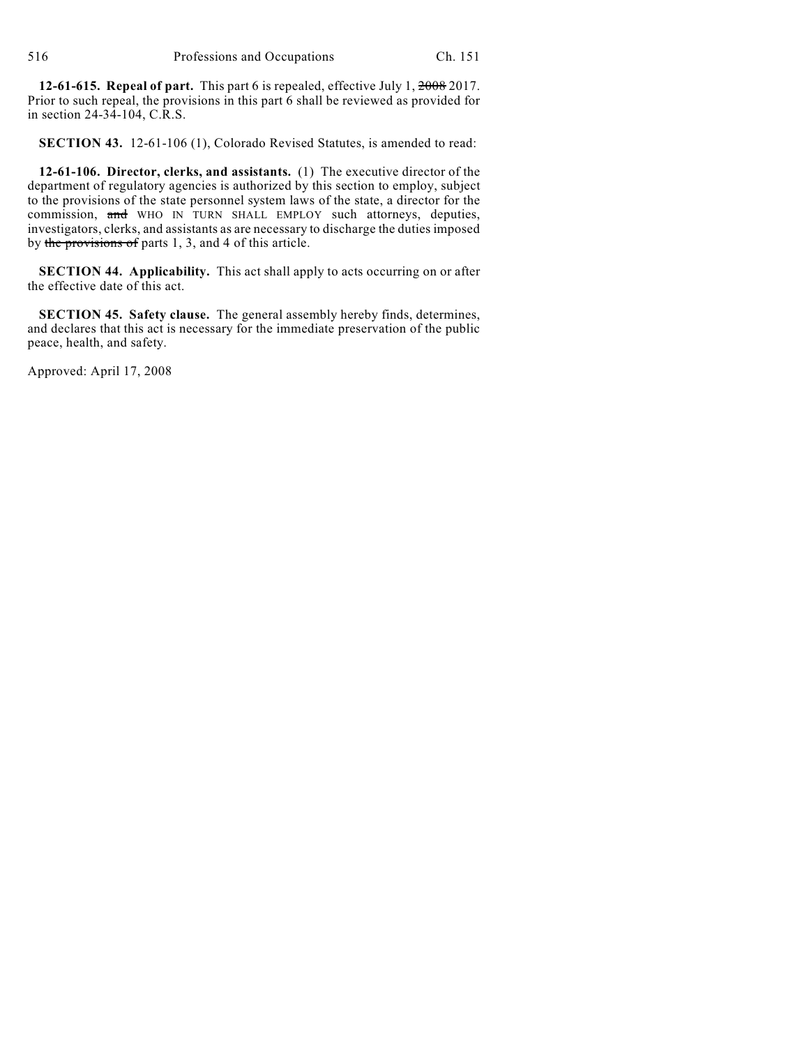**12-61-615. Repeal of part.** This part 6 is repealed, effective July 1, ~~2008~~ 2017. Prior to such repeal, the provisions in this part 6 shall be reviewed as provided for in section 24-34-104, C.R.S.

**SECTION 43.** 12-61-106 (1), Colorado Revised Statutes, is amended to read:

**12-61-106. Director, clerks, and assistants.** (1) The executive director of the department of regulatory agencies is authorized by this section to employ, subject to the provisions of the state personnel system laws of the state, a director for the commission, ~~and~~ WHO IN TURN SHALL EMPLOY such attorneys, deputies, investigators, clerks, and assistants as are necessary to discharge the duties imposed by ~~the provisions of~~ parts 1, 3, and 4 of this article.

**SECTION 44. Applicability.** This act shall apply to acts occurring on or after the effective date of this act.

**SECTION 45. Safety clause.** The general assembly hereby finds, determines, and declares that this act is necessary for the immediate preservation of the public peace, health, and safety.

Approved: April 17, 2008